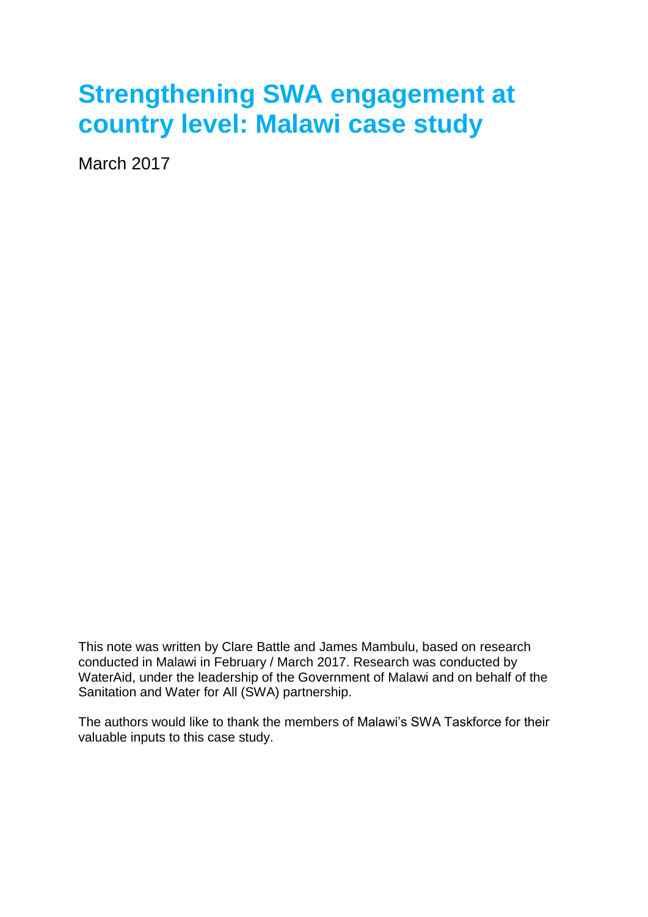# Strengthening SWA engagement at country level: Malawi case study

March 2017

This note was written by Clare Battle and James Mambulu, based on research conducted in Malawi in February / March 2017. Research was conducted by WaterAid, under the leadership of the Government of Malawi and on behalf of the Sanitation and Water for All (SWA) partnership.

The authors would like to thank the members of Malawi's SWA Taskforce for their valuable inputs to this case study.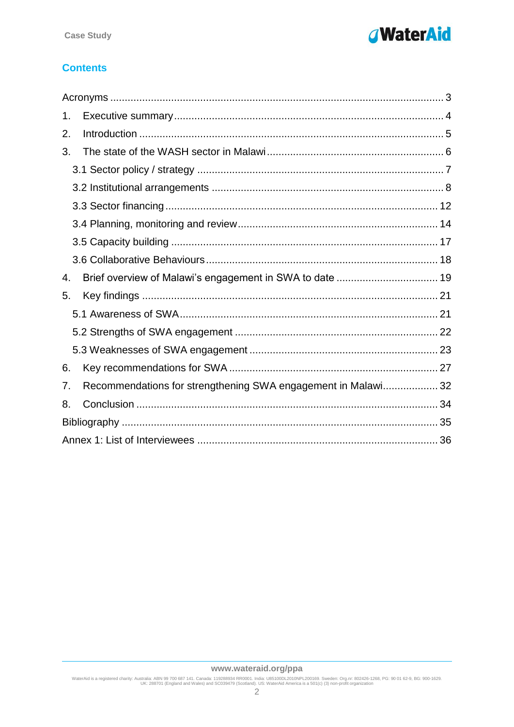## Contents

Acronyms ................................................................................................................ 3

1. Executive summary ........................................................................................... 4
2. Introduction ....................................................................................................... 5
3. The state of the WASH sector in Malawi ............................................................ 6
   - 3.1 Sector policy / strategy ................................................................................. 7
   - 3.2 Institutional arrangements ............................................................................ 8
   - 3.3 Sector financing .......................................................................................... 12
   - 3.4 Planning, monitoring and review .................................................................. 14
   - 3.5 Capacity building ......................................................................................... 17
   - 3.6 Collaborative Behaviours ............................................................................. 18
4. Brief overview of Malawi's engagement in SWA to date ................................... 19
5. Key findings ..................................................................................................... 21
   - 5.1 Awareness of SWA ...................................................................................... 21
   - 5.2 Strengths of SWA engagement .................................................................... 22
   - 5.3 Weaknesses of SWA engagement ................................................................ 23
6. Key recommendations for SWA ....................................................................... 27
7. Recommendations for strengthening SWA engagement in Malawi ................... 32
8. Conclusion ....................................................................................................... 34

Bibliography .......................................................................................................... 35

Annex 1: List of Interviewees ................................................................................. 36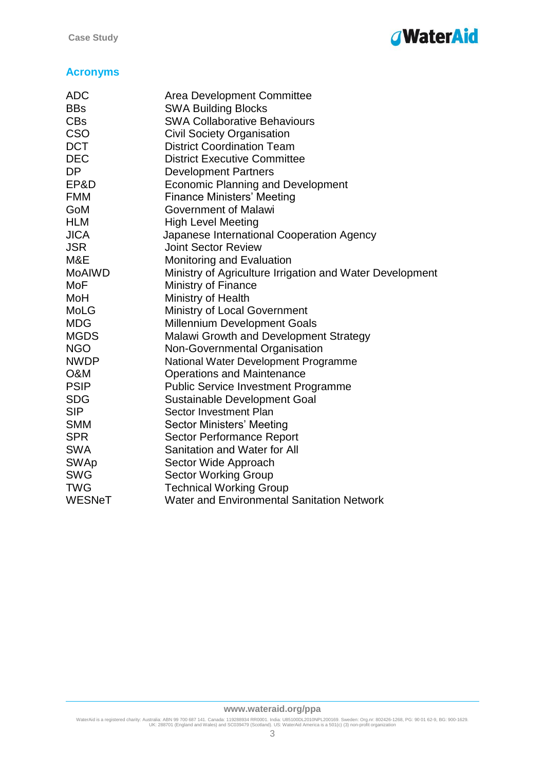## Acronyms

| | |
|---|---|
| ADC | Area Development Committee |
| BBs | SWA Building Blocks |
| CBs | SWA Collaborative Behaviours |
| CSO | Civil Society Organisation |
| DCT | District Coordination Team |
| DEC | District Executive Committee |
| DP | Development Partners |
| EP&D | Economic Planning and Development |
| FMM | Finance Ministers' Meeting |
| GoM | Government of Malawi |
| HLM | High Level Meeting |
| JICA | Japanese International Cooperation Agency |
| JSR | Joint Sector Review |
| M&E | Monitoring and Evaluation |
| MoAIWD | Ministry of Agriculture Irrigation and Water Development |
| MoF | Ministry of Finance |
| MoH | Ministry of Health |
| MoLG | Ministry of Local Government |
| MDG | Millennium Development Goals |
| MGDS | Malawi Growth and Development Strategy |
| NGO | Non-Governmental Organisation |
| NWDP | National Water Development Programme |
| O&M | Operations and Maintenance |
| PSIP | Public Service Investment Programme |
| SDG | Sustainable Development Goal |
| SIP | Sector Investment Plan |
| SMM | Sector Ministers' Meeting |
| SPR | Sector Performance Report |
| SWA | Sanitation and Water for All |
| SWAp | Sector Wide Approach |
| SWG | Sector Working Group |
| TWG | Technical Working Group |
| WESNeT | Water and Environmental Sanitation Network |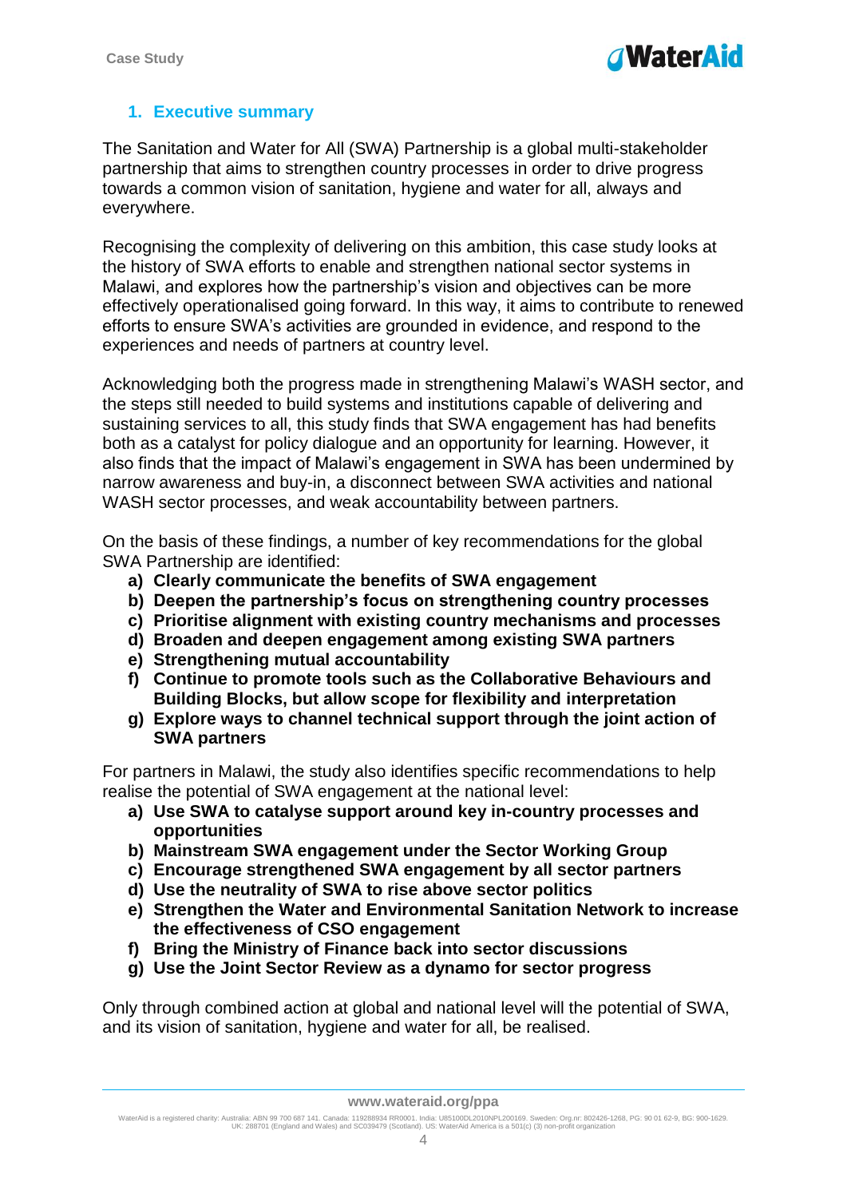## 1. Executive summary

The Sanitation and Water for All (SWA) Partnership is a global multi-stakeholder partnership that aims to strengthen country processes in order to drive progress towards a common vision of sanitation, hygiene and water for all, always and everywhere.

Recognising the complexity of delivering on this ambition, this case study looks at the history of SWA efforts to enable and strengthen national sector systems in Malawi, and explores how the partnership's vision and objectives can be more effectively operationalised going forward. In this way, it aims to contribute to renewed efforts to ensure SWA's activities are grounded in evidence, and respond to the experiences and needs of partners at country level.

Acknowledging both the progress made in strengthening Malawi's WASH sector, and the steps still needed to build systems and institutions capable of delivering and sustaining services to all, this study finds that SWA engagement has had benefits both as a catalyst for policy dialogue and an opportunity for learning. However, it also finds that the impact of Malawi's engagement in SWA has been undermined by narrow awareness and buy-in, a disconnect between SWA activities and national WASH sector processes, and weak accountability between partners.

On the basis of these findings, a number of key recommendations for the global SWA Partnership are identified:

a) **Clearly communicate the benefits of SWA engagement**
b) **Deepen the partnership's focus on strengthening country processes**
c) **Prioritise alignment with existing country mechanisms and processes**
d) **Broaden and deepen engagement among existing SWA partners**
e) **Strengthening mutual accountability**
f) **Continue to promote tools such as the Collaborative Behaviours and Building Blocks, but allow scope for flexibility and interpretation**
g) **Explore ways to channel technical support through the joint action of SWA partners**

For partners in Malawi, the study also identifies specific recommendations to help realise the potential of SWA engagement at the national level:

a) **Use SWA to catalyse support around key in-country processes and opportunities**
b) **Mainstream SWA engagement under the Sector Working Group**
c) **Encourage strengthened SWA engagement by all sector partners**
d) **Use the neutrality of SWA to rise above sector politics**
e) **Strengthen the Water and Environmental Sanitation Network to increase the effectiveness of CSO engagement**
f) **Bring the Ministry of Finance back into sector discussions**
g) **Use the Joint Sector Review as a dynamo for sector progress**

Only through combined action at global and national level will the potential of SWA, and its vision of sanitation, hygiene and water for all, be realised.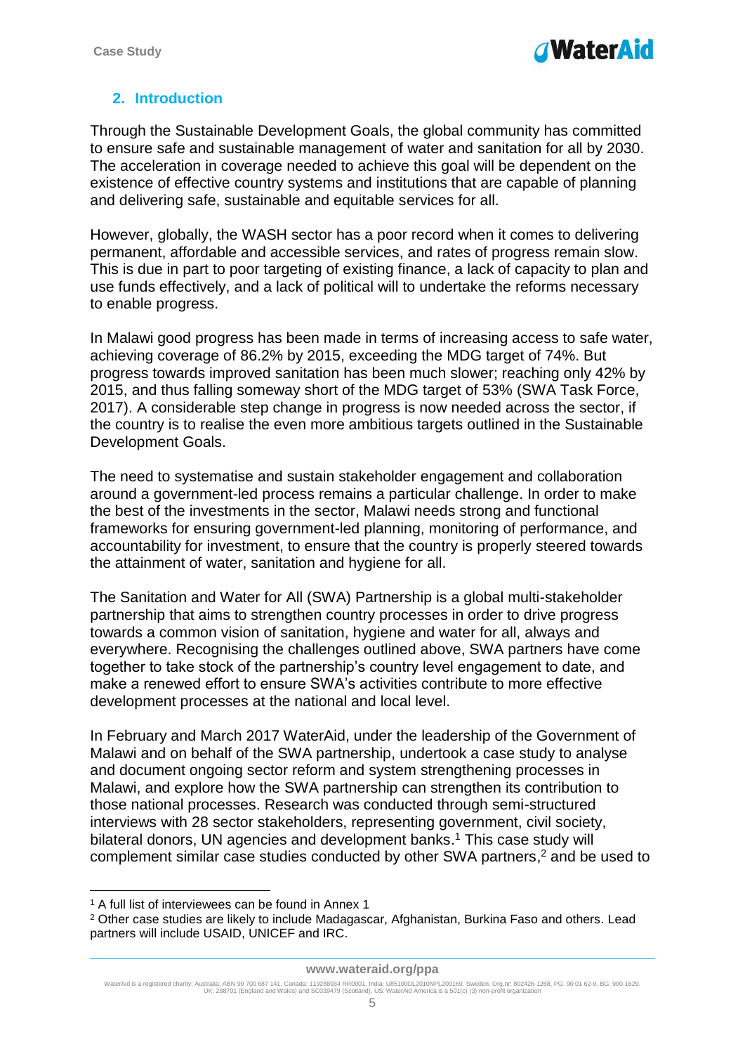## 2. Introduction

Through the Sustainable Development Goals, the global community has committed to ensure safe and sustainable management of water and sanitation for all by 2030. The acceleration in coverage needed to achieve this goal will be dependent on the existence of effective country systems and institutions that are capable of planning and delivering safe, sustainable and equitable services for all.

However, globally, the WASH sector has a poor record when it comes to delivering permanent, affordable and accessible services, and rates of progress remain slow. This is due in part to poor targeting of existing finance, a lack of capacity to plan and use funds effectively, and a lack of political will to undertake the reforms necessary to enable progress.

In Malawi good progress has been made in terms of increasing access to safe water, achieving coverage of 86.2% by 2015, exceeding the MDG target of 74%. But progress towards improved sanitation has been much slower; reaching only 42% by 2015, and thus falling someway short of the MDG target of 53% (SWA Task Force, 2017). A considerable step change in progress is now needed across the sector, if the country is to realise the even more ambitious targets outlined in the Sustainable Development Goals.

The need to systematise and sustain stakeholder engagement and collaboration around a government-led process remains a particular challenge. In order to make the best of the investments in the sector, Malawi needs strong and functional frameworks for ensuring government-led planning, monitoring of performance, and accountability for investment, to ensure that the country is properly steered towards the attainment of water, sanitation and hygiene for all.

The Sanitation and Water for All (SWA) Partnership is a global multi-stakeholder partnership that aims to strengthen country processes in order to drive progress towards a common vision of sanitation, hygiene and water for all, always and everywhere. Recognising the challenges outlined above, SWA partners have come together to take stock of the partnership's country level engagement to date, and make a renewed effort to ensure SWA's activities contribute to more effective development processes at the national and local level.

In February and March 2017 WaterAid, under the leadership of the Government of Malawi and on behalf of the SWA partnership, undertook a case study to analyse and document ongoing sector reform and system strengthening processes in Malawi, and explore how the SWA partnership can strengthen its contribution to those national processes. Research was conducted through semi-structured interviews with 28 sector stakeholders, representing government, civil society, bilateral donors, UN agencies and development banks.[1] This case study will complement similar case studies conducted by other SWA partners,[2] and be used to

[1] A full list of interviewees can be found in Annex 1

[2] Other case studies are likely to include Madagascar, Afghanistan, Burkina Faso and others. Lead partners will include USAID, UNICEF and IRC.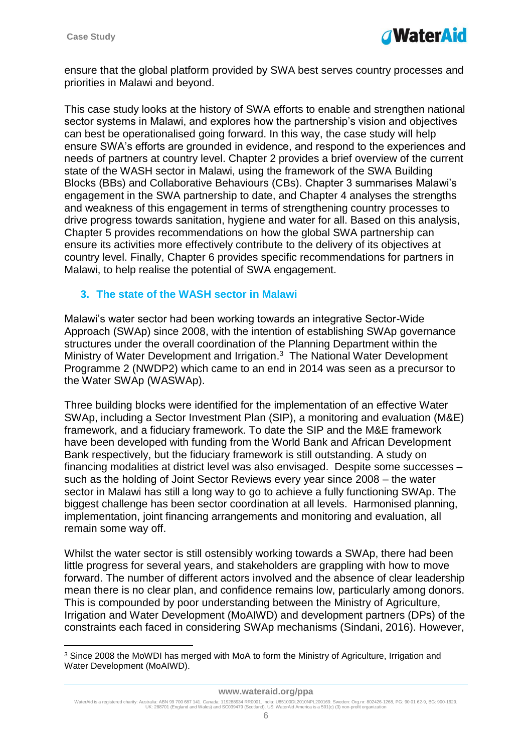ensure that the global platform provided by SWA best serves country processes and priorities in Malawi and beyond.

This case study looks at the history of SWA efforts to enable and strengthen national sector systems in Malawi, and explores how the partnership's vision and objectives can best be operationalised going forward. In this way, the case study will help ensure SWA's efforts are grounded in evidence, and respond to the experiences and needs of partners at country level. Chapter 2 provides a brief overview of the current state of the WASH sector in Malawi, using the framework of the SWA Building Blocks (BBs) and Collaborative Behaviours (CBs). Chapter 3 summarises Malawi's engagement in the SWA partnership to date, and Chapter 4 analyses the strengths and weakness of this engagement in terms of strengthening country processes to drive progress towards sanitation, hygiene and water for all. Based on this analysis, Chapter 5 provides recommendations on how the global SWA partnership can ensure its activities more effectively contribute to the delivery of its objectives at country level. Finally, Chapter 6 provides specific recommendations for partners in Malawi, to help realise the potential of SWA engagement.

## 3. The state of the WASH sector in Malawi

Malawi's water sector had been working towards an integrative Sector-Wide Approach (SWAp) since 2008, with the intention of establishing SWAp governance structures under the overall coordination of the Planning Department within the Ministry of Water Development and Irrigation.[3] The National Water Development Programme 2 (NWDP2) which came to an end in 2014 was seen as a precursor to the Water SWAp (WASWAp).

Three building blocks were identified for the implementation of an effective Water SWAp, including a Sector Investment Plan (SIP), a monitoring and evaluation (M&E) framework, and a fiduciary framework. To date the SIP and the M&E framework have been developed with funding from the World Bank and African Development Bank respectively, but the fiduciary framework is still outstanding. A study on financing modalities at district level was also envisaged. Despite some successes – such as the holding of Joint Sector Reviews every year since 2008 – the water sector in Malawi has still a long way to go to achieve a fully functioning SWAp. The biggest challenge has been sector coordination at all levels. Harmonised planning, implementation, joint financing arrangements and monitoring and evaluation, all remain some way off.

Whilst the water sector is still ostensibly working towards a SWAp, there had been little progress for several years, and stakeholders are grappling with how to move forward. The number of different actors involved and the absence of clear leadership mean there is no clear plan, and confidence remains low, particularly among donors. This is compounded by poor understanding between the Ministry of Agriculture, Irrigation and Water Development (MoAIWD) and development partners (DPs) of the constraints each faced in considering SWAp mechanisms (Sindani, 2016). However,

[3] Since 2008 the MoWDI has merged with MoA to form the Ministry of Agriculture, Irrigation and Water Development (MoAIWD).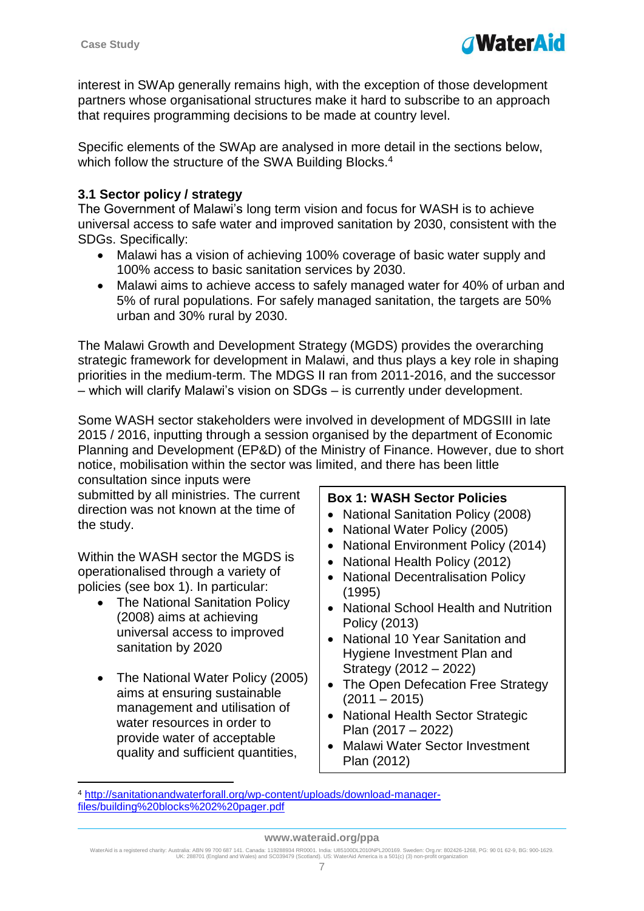interest in SWAp generally remains high, with the exception of those development partners whose organisational structures make it hard to subscribe to an approach that requires programming decisions to be made at country level.

Specific elements of the SWAp are analysed in more detail in the sections below, which follow the structure of the SWA Building Blocks.[4]

### 3.1 Sector policy / strategy

The Government of Malawi's long term vision and focus for WASH is to achieve universal access to safe water and improved sanitation by 2030, consistent with the SDGs. Specifically:

- Malawi has a vision of achieving 100% coverage of basic water supply and 100% access to basic sanitation services by 2030.
- Malawi aims to achieve access to safely managed water for 40% of urban and 5% of rural populations. For safely managed sanitation, the targets are 50% urban and 30% rural by 2030.

The Malawi Growth and Development Strategy (MGDS) provides the overarching strategic framework for development in Malawi, and thus plays a key role in shaping priorities in the medium-term. The MDGS II ran from 2011-2016, and the successor – which will clarify Malawi's vision on SDGs – is currently under development.

Some WASH sector stakeholders were involved in development of MDGSIII in late 2015 / 2016, inputting through a session organised by the department of Economic Planning and Development (EP&D) of the Ministry of Finance. However, due to short notice, mobilisation within the sector was limited, and there has been little consultation since inputs were submitted by all ministries. The current direction was not known at the time of the study.

Within the WASH sector the MGDS is operationalised through a variety of policies (see box 1). In particular:

- The National Sanitation Policy (2008) aims at achieving universal access to improved sanitation by 2020
- The National Water Policy (2005) aims at ensuring sustainable management and utilisation of water resources in order to provide water of acceptable quality and sufficient quantities,

**Box 1: WASH Sector Policies**

- National Sanitation Policy (2008)
- National Water Policy (2005)
- National Environment Policy (2014)
- National Health Policy (2012)
- National Decentralisation Policy (1995)
- National School Health and Nutrition Policy (2013)
- National 10 Year Sanitation and Hygiene Investment Plan and Strategy (2012 – 2022)
- The Open Defecation Free Strategy (2011 – 2015)
- National Health Sector Strategic Plan (2017 – 2022)
- Malawi Water Sector Investment Plan (2012)

[4] http://sanitationandwaterforall.org/wp-content/uploads/download-manager-files/building%20blocks%202%20pager.pdf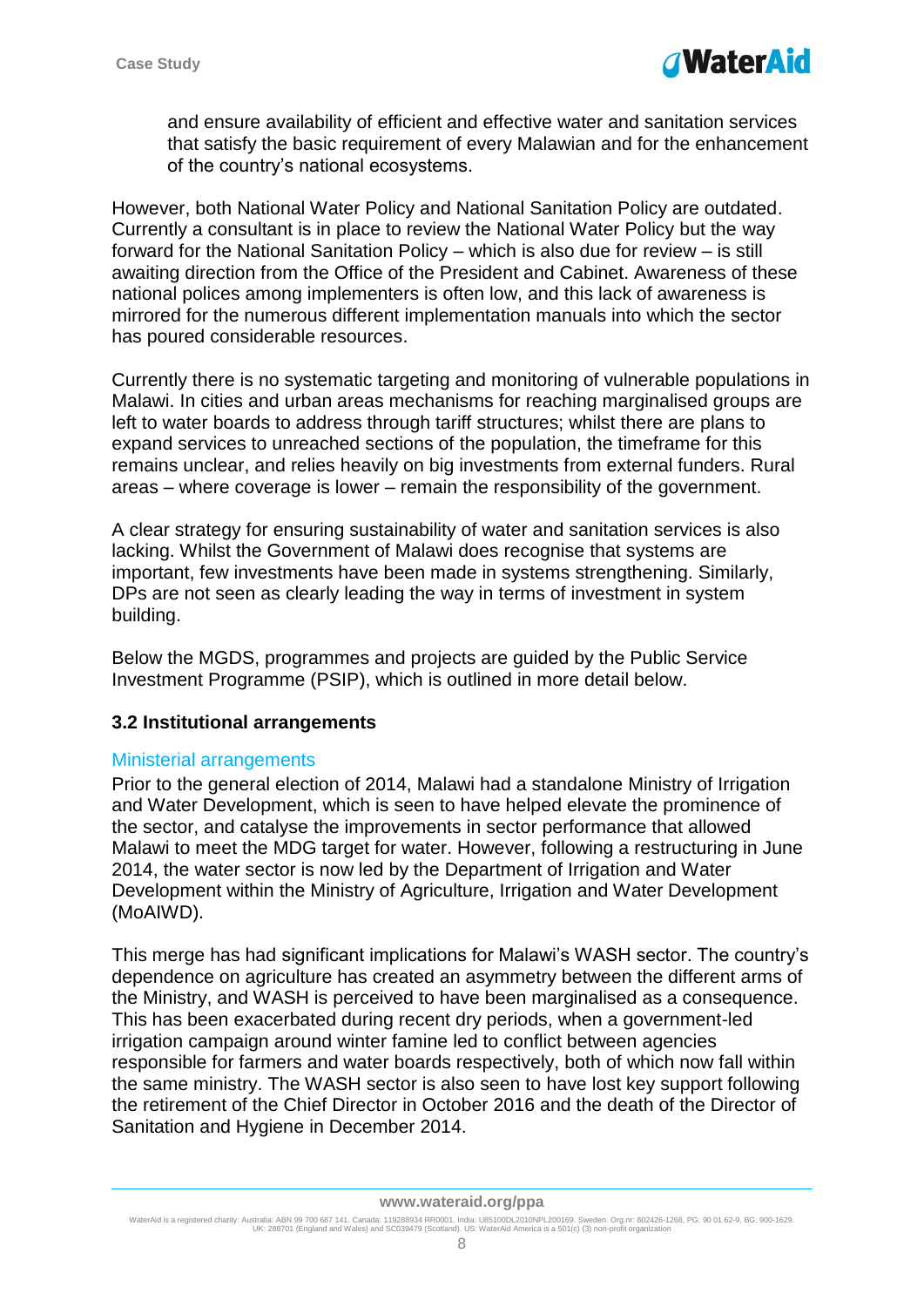and ensure availability of efficient and effective water and sanitation services that satisfy the basic requirement of every Malawian and for the enhancement of the country's national ecosystems.

However, both National Water Policy and National Sanitation Policy are outdated. Currently a consultant is in place to review the National Water Policy but the way forward for the National Sanitation Policy – which is also due for review – is still awaiting direction from the Office of the President and Cabinet. Awareness of these national polices among implementers is often low, and this lack of awareness is mirrored for the numerous different implementation manuals into which the sector has poured considerable resources.

Currently there is no systematic targeting and monitoring of vulnerable populations in Malawi. In cities and urban areas mechanisms for reaching marginalised groups are left to water boards to address through tariff structures; whilst there are plans to expand services to unreached sections of the population, the timeframe for this remains unclear, and relies heavily on big investments from external funders. Rural areas – where coverage is lower – remain the responsibility of the government.

A clear strategy for ensuring sustainability of water and sanitation services is also lacking. Whilst the Government of Malawi does recognise that systems are important, few investments have been made in systems strengthening. Similarly, DPs are not seen as clearly leading the way in terms of investment in system building.

Below the MGDS, programmes and projects are guided by the Public Service Investment Programme (PSIP), which is outlined in more detail below.

### 3.2 Institutional arrangements

#### Ministerial arrangements

Prior to the general election of 2014, Malawi had a standalone Ministry of Irrigation and Water Development, which is seen to have helped elevate the prominence of the sector, and catalyse the improvements in sector performance that allowed Malawi to meet the MDG target for water. However, following a restructuring in June 2014, the water sector is now led by the Department of Irrigation and Water Development within the Ministry of Agriculture, Irrigation and Water Development (MoAIWD).

This merge has had significant implications for Malawi's WASH sector. The country's dependence on agriculture has created an asymmetry between the different arms of the Ministry, and WASH is perceived to have been marginalised as a consequence. This has been exacerbated during recent dry periods, when a government-led irrigation campaign around winter famine led to conflict between agencies responsible for farmers and water boards respectively, both of which now fall within the same ministry. The WASH sector is also seen to have lost key support following the retirement of the Chief Director in October 2016 and the death of the Director of Sanitation and Hygiene in December 2014.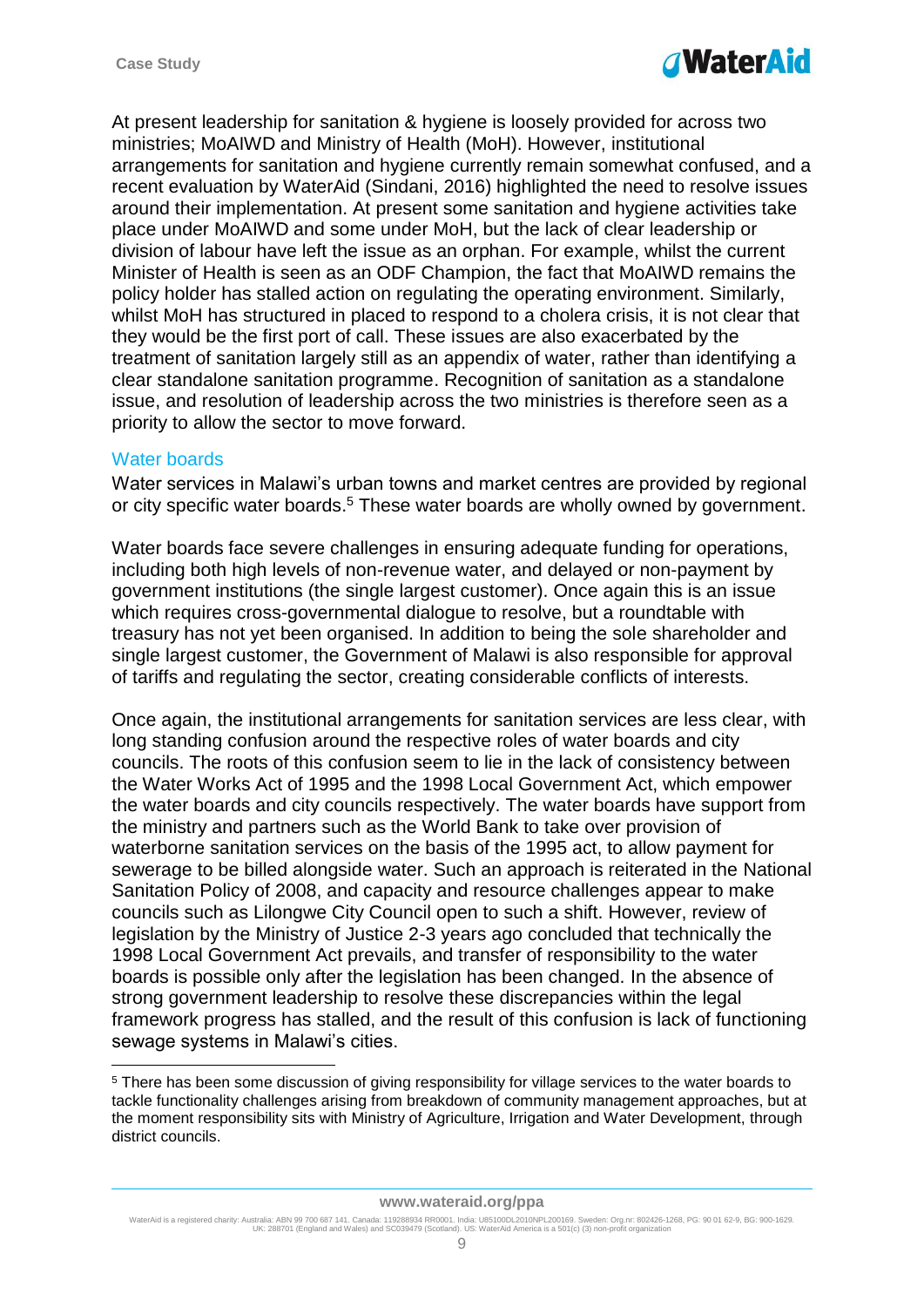At present leadership for sanitation & hygiene is loosely provided for across two ministries; MoAIWD and Ministry of Health (MoH). However, institutional arrangements for sanitation and hygiene currently remain somewhat confused, and a recent evaluation by WaterAid (Sindani, 2016) highlighted the need to resolve issues around their implementation. At present some sanitation and hygiene activities take place under MoAIWD and some under MoH, but the lack of clear leadership or division of labour have left the issue as an orphan. For example, whilst the current Minister of Health is seen as an ODF Champion, the fact that MoAIWD remains the policy holder has stalled action on regulating the operating environment. Similarly, whilst MoH has structured in placed to respond to a cholera crisis, it is not clear that they would be the first port of call. These issues are also exacerbated by the treatment of sanitation largely still as an appendix of water, rather than identifying a clear standalone sanitation programme. Recognition of sanitation as a standalone issue, and resolution of leadership across the two ministries is therefore seen as a priority to allow the sector to move forward.

## Water boards

Water services in Malawi's urban towns and market centres are provided by regional or city specific water boards.[5] These water boards are wholly owned by government.

Water boards face severe challenges in ensuring adequate funding for operations, including both high levels of non-revenue water, and delayed or non-payment by government institutions (the single largest customer). Once again this is an issue which requires cross-governmental dialogue to resolve, but a roundtable with treasury has not yet been organised. In addition to being the sole shareholder and single largest customer, the Government of Malawi is also responsible for approval of tariffs and regulating the sector, creating considerable conflicts of interests.

Once again, the institutional arrangements for sanitation services are less clear, with long standing confusion around the respective roles of water boards and city councils. The roots of this confusion seem to lie in the lack of consistency between the Water Works Act of 1995 and the 1998 Local Government Act, which empower the water boards and city councils respectively. The water boards have support from the ministry and partners such as the World Bank to take over provision of waterborne sanitation services on the basis of the 1995 act, to allow payment for sewerage to be billed alongside water. Such an approach is reiterated in the National Sanitation Policy of 2008, and capacity and resource challenges appear to make councils such as Lilongwe City Council open to such a shift. However, review of legislation by the Ministry of Justice 2-3 years ago concluded that technically the 1998 Local Government Act prevails, and transfer of responsibility to the water boards is possible only after the legislation has been changed. In the absence of strong government leadership to resolve these discrepancies within the legal framework progress has stalled, and the result of this confusion is lack of functioning sewage systems in Malawi's cities.

[5] There has been some discussion of giving responsibility for village services to the water boards to tackle functionality challenges arising from breakdown of community management approaches, but at the moment responsibility sits with Ministry of Agriculture, Irrigation and Water Development, through district councils.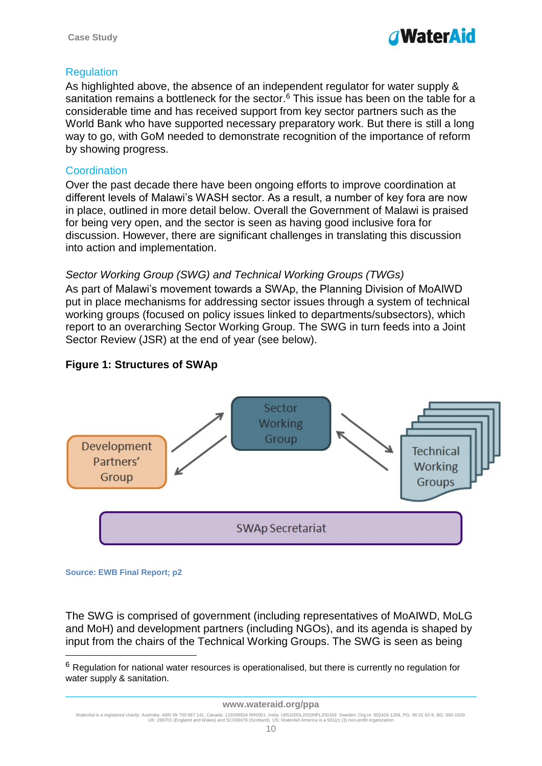## Regulation

As highlighted above, the absence of an independent regulator for water supply & sanitation remains a bottleneck for the sector.[6] This issue has been on the table for a considerable time and has received support from key sector partners such as the World Bank who have supported necessary preparatory work. But there is still a long way to go, with GoM needed to demonstrate recognition of the importance of reform by showing progress.

## Coordination

Over the past decade there have been ongoing efforts to improve coordination at different levels of Malawi's WASH sector. As a result, a number of key fora are now in place, outlined in more detail below. Overall the Government of Malawi is praised for being very open, and the sector is seen as having good inclusive fora for discussion. However, there are significant challenges in translating this discussion into action and implementation.

*Sector Working Group (SWG) and Technical Working Groups (TWGs)*

As part of Malawi's movement towards a SWAp, the Planning Division of MoAIWD put in place mechanisms for addressing sector issues through a system of technical working groups (focused on policy issues linked to departments/subsectors), which report to an overarching Sector Working Group. The SWG in turn feeds into a Joint Sector Review (JSR) at the end of year (see below).

**Figure 1: Structures of SWAp**

Development Partners' Group ⇄ Sector Working Group ⇄ Technical Working Groups

SWAp Secretariat

**Source: EWB Final Report; p2**

The SWG is comprised of government (including representatives of MoAIWD, MoLG and MoH) and development partners (including NGOs), and its agenda is shaped by input from the chairs of the Technical Working Groups. The SWG is seen as being

---

[6] Regulation for national water resources is operationalised, but there is currently no regulation for water supply & sanitation.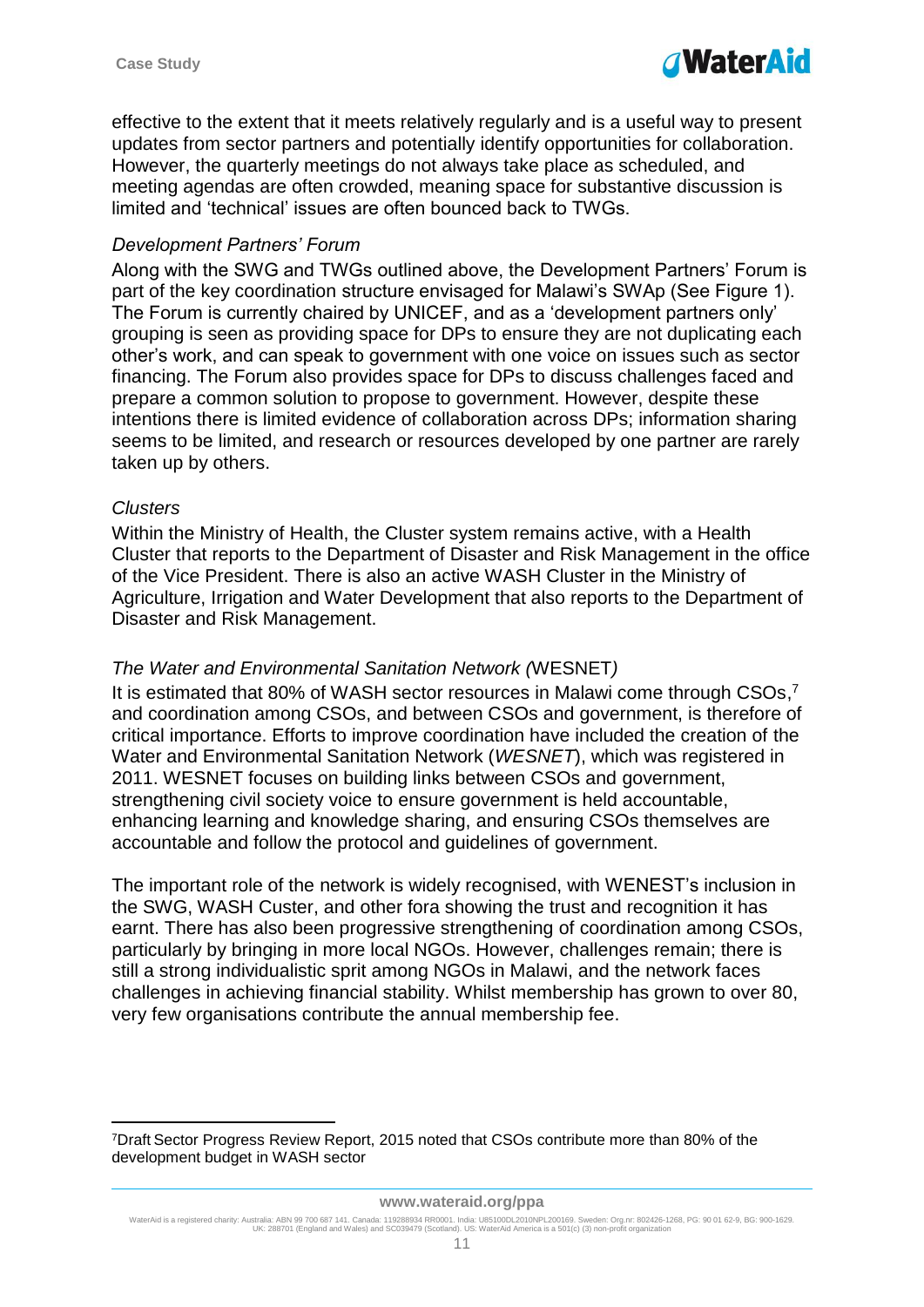effective to the extent that it meets relatively regularly and is a useful way to present updates from sector partners and potentially identify opportunities for collaboration. However, the quarterly meetings do not always take place as scheduled, and meeting agendas are often crowded, meaning space for substantive discussion is limited and 'technical' issues are often bounced back to TWGs.

*Development Partners' Forum*

Along with the SWG and TWGs outlined above, the Development Partners' Forum is part of the key coordination structure envisaged for Malawi's SWAp (See Figure 1). The Forum is currently chaired by UNICEF, and as a 'development partners only' grouping is seen as providing space for DPs to ensure they are not duplicating each other's work, and can speak to government with one voice on issues such as sector financing. The Forum also provides space for DPs to discuss challenges faced and prepare a common solution to propose to government. However, despite these intentions there is limited evidence of collaboration across DPs; information sharing seems to be limited, and research or resources developed by one partner are rarely taken up by others.

*Clusters*

Within the Ministry of Health, the Cluster system remains active, with a Health Cluster that reports to the Department of Disaster and Risk Management in the office of the Vice President. There is also an active WASH Cluster in the Ministry of Agriculture, Irrigation and Water Development that also reports to the Department of Disaster and Risk Management.

*The Water and Environmental Sanitation Network (*WESNET*)*

It is estimated that 80% of WASH sector resources in Malawi come through CSOs,[7] and coordination among CSOs, and between CSOs and government, is therefore of critical importance. Efforts to improve coordination have included the creation of the Water and Environmental Sanitation Network (*WESNET*), which was registered in 2011. WESNET focuses on building links between CSOs and government, strengthening civil society voice to ensure government is held accountable, enhancing learning and knowledge sharing, and ensuring CSOs themselves are accountable and follow the protocol and guidelines of government.

The important role of the network is widely recognised, with WENEST's inclusion in the SWG, WASH Custer, and other fora showing the trust and recognition it has earnt. There has also been progressive strengthening of coordination among CSOs, particularly by bringing in more local NGOs. However, challenges remain; there is still a strong individualistic sprit among NGOs in Malawi, and the network faces challenges in achieving financial stability. Whilst membership has grown to over 80, very few organisations contribute the annual membership fee.

---

[7] Draft Sector Progress Review Report, 2015 noted that CSOs contribute more than 80% of the development budget in WASH sector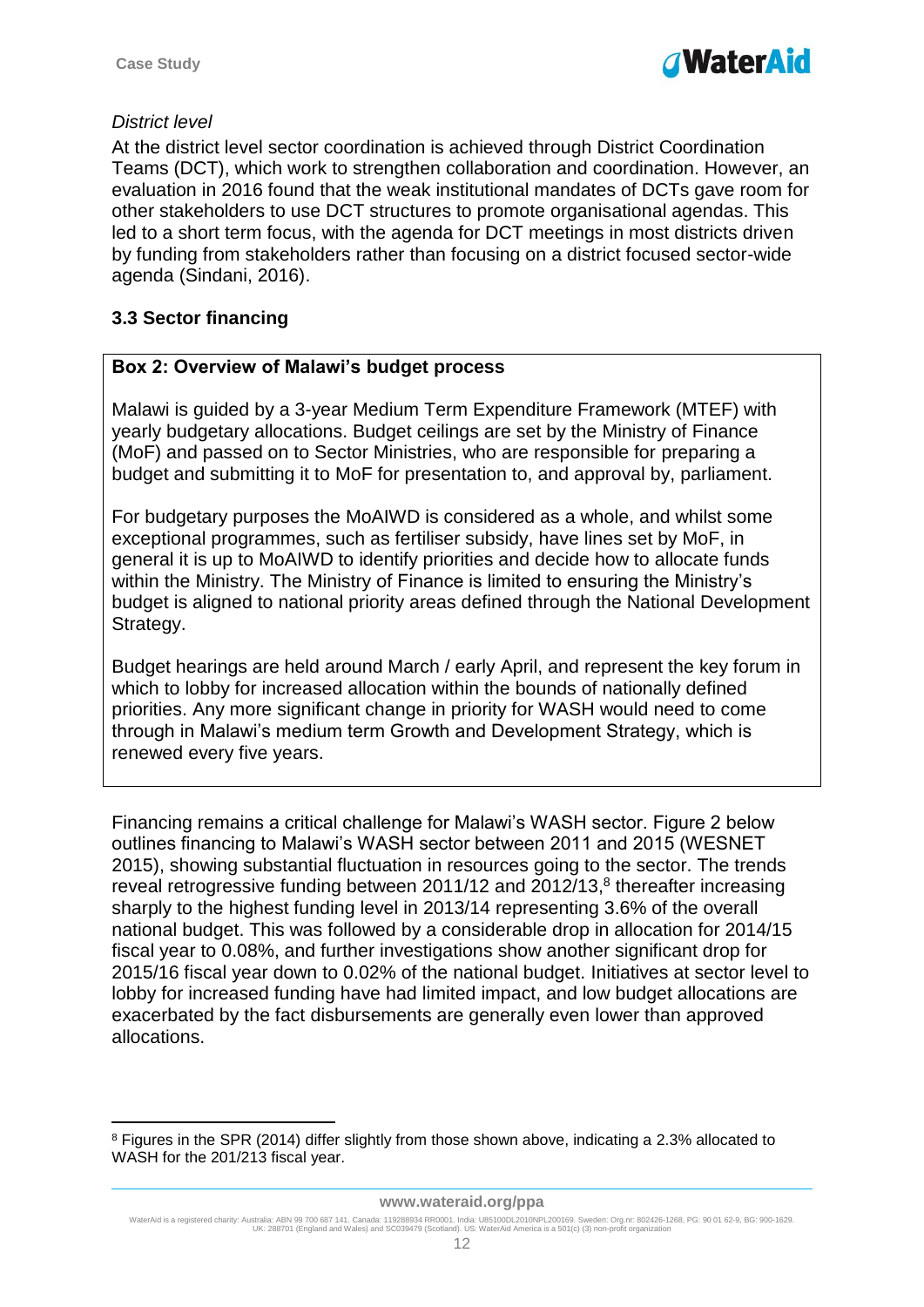*District level*

At the district level sector coordination is achieved through District Coordination Teams (DCT), which work to strengthen collaboration and coordination. However, an evaluation in 2016 found that the weak institutional mandates of DCTs gave room for other stakeholders to use DCT structures to promote organisational agendas. This led to a short term focus, with the agenda for DCT meetings in most districts driven by funding from stakeholders rather than focusing on a district focused sector-wide agenda (Sindani, 2016).

### 3.3 Sector financing

**Box 2: Overview of Malawi's budget process**

Malawi is guided by a 3-year Medium Term Expenditure Framework (MTEF) with yearly budgetary allocations. Budget ceilings are set by the Ministry of Finance (MoF) and passed on to Sector Ministries, who are responsible for preparing a budget and submitting it to MoF for presentation to, and approval by, parliament.

For budgetary purposes the MoAIWD is considered as a whole, and whilst some exceptional programmes, such as fertiliser subsidy, have lines set by MoF, in general it is up to MoAIWD to identify priorities and decide how to allocate funds within the Ministry. The Ministry of Finance is limited to ensuring the Ministry's budget is aligned to national priority areas defined through the National Development Strategy.

Budget hearings are held around March / early April, and represent the key forum in which to lobby for increased allocation within the bounds of nationally defined priorities. Any more significant change in priority for WASH would need to come through in Malawi's medium term Growth and Development Strategy, which is renewed every five years.

Financing remains a critical challenge for Malawi's WASH sector. Figure 2 below outlines financing to Malawi's WASH sector between 2011 and 2015 (WESNET 2015), showing substantial fluctuation in resources going to the sector. The trends reveal retrogressive funding between 2011/12 and 2012/13,[8] thereafter increasing sharply to the highest funding level in 2013/14 representing 3.6% of the overall national budget. This was followed by a considerable drop in allocation for 2014/15 fiscal year to 0.08%, and further investigations show another significant drop for 2015/16 fiscal year down to 0.02% of the national budget. Initiatives at sector level to lobby for increased funding have had limited impact, and low budget allocations are exacerbated by the fact disbursements are generally even lower than approved allocations.

---

[8] Figures in the SPR (2014) differ slightly from those shown above, indicating a 2.3% allocated to WASH for the 201/213 fiscal year.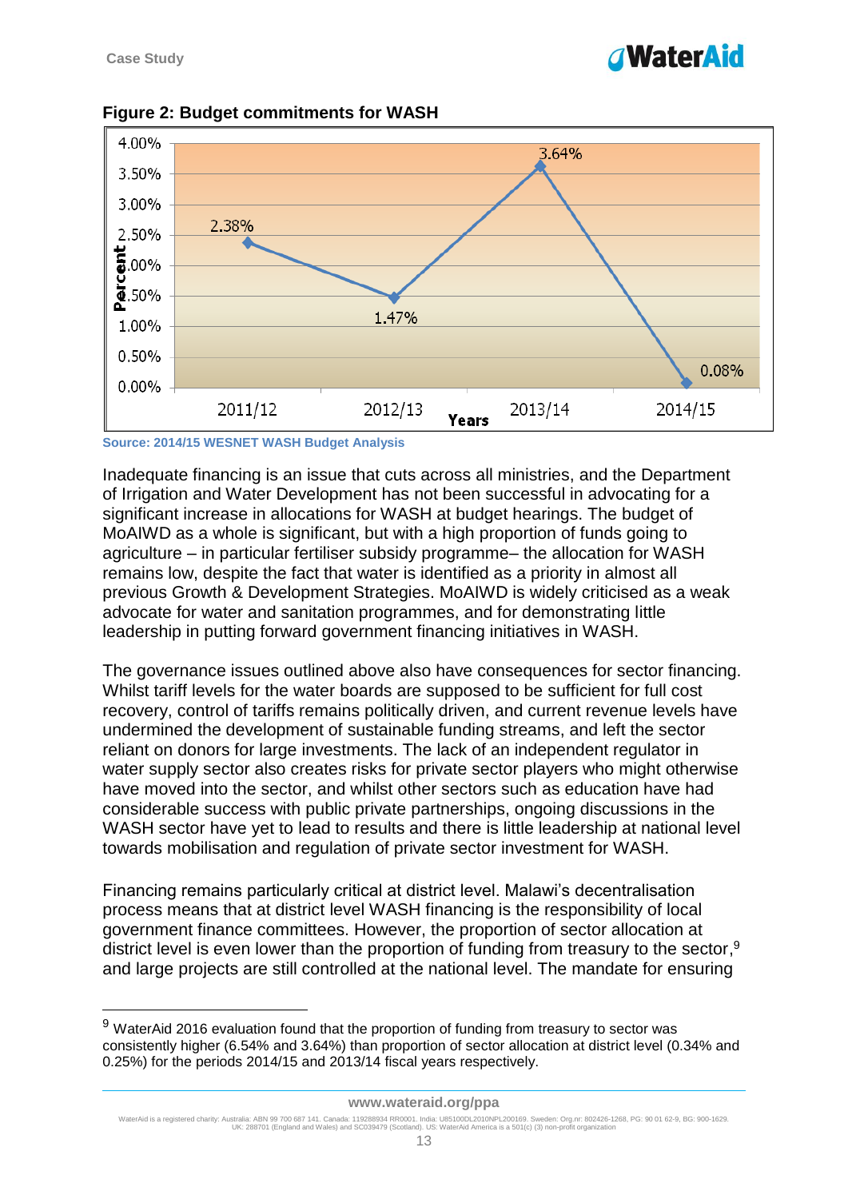**Figure 2: Budget commitments for WASH**

Source: 2014/15 WESNET WASH Budget Analysis

Inadequate financing is an issue that cuts across all ministries, and the Department of Irrigation and Water Development has not been successful in advocating for a significant increase in allocations for WASH at budget hearings. The budget of MoAIWD as a whole is significant, but with a high proportion of funds going to agriculture – in particular fertiliser subsidy programme– the allocation for WASH remains low, despite the fact that water is identified as a priority in almost all previous Growth & Development Strategies. MoAIWD is widely criticised as a weak advocate for water and sanitation programmes, and for demonstrating little leadership in putting forward government financing initiatives in WASH.

The governance issues outlined above also have consequences for sector financing. Whilst tariff levels for the water boards are supposed to be sufficient for full cost recovery, control of tariffs remains politically driven, and current revenue levels have undermined the development of sustainable funding streams, and left the sector reliant on donors for large investments. The lack of an independent regulator in water supply sector also creates risks for private sector players who might otherwise have moved into the sector, and whilst other sectors such as education have had considerable success with public private partnerships, ongoing discussions in the WASH sector have yet to lead to results and there is little leadership at national level towards mobilisation and regulation of private sector investment for WASH.

Financing remains particularly critical at district level. Malawi's decentralisation process means that at district level WASH financing is the responsibility of local government finance committees. However, the proportion of sector allocation at district level is even lower than the proportion of funding from treasury to the sector,[9] and large projects are still controlled at the national level. The mandate for ensuring

[9] WaterAid 2016 evaluation found that the proportion of funding from treasury to sector was consistently higher (6.54% and 3.64%) than proportion of sector allocation at district level (0.34% and 0.25%) for the periods 2014/15 and 2013/14 fiscal years respectively.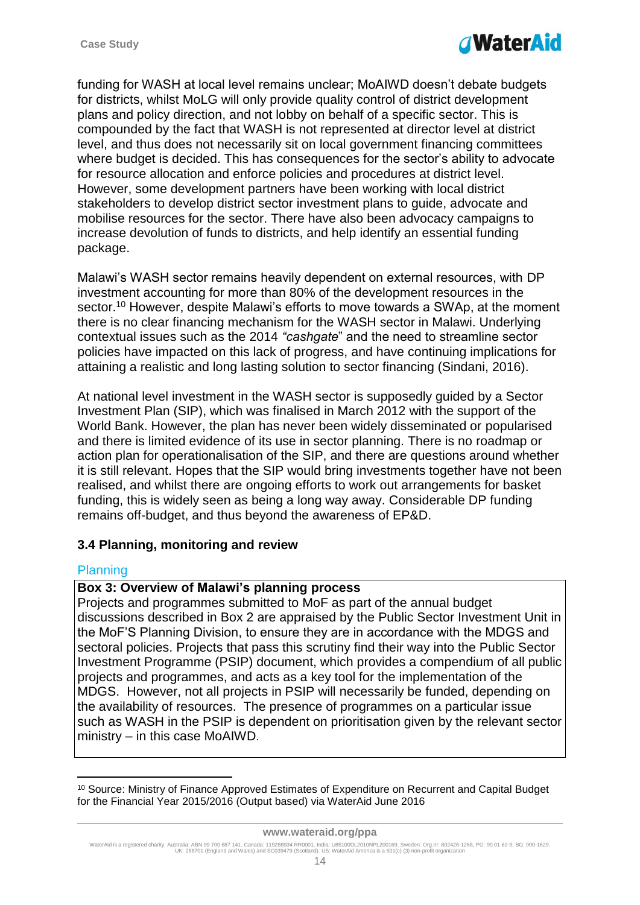funding for WASH at local level remains unclear; MoAIWD doesn't debate budgets for districts, whilst MoLG will only provide quality control of district development plans and policy direction, and not lobby on behalf of a specific sector. This is compounded by the fact that WASH is not represented at director level at district level, and thus does not necessarily sit on local government financing committees where budget is decided. This has consequences for the sector's ability to advocate for resource allocation and enforce policies and procedures at district level. However, some development partners have been working with local district stakeholders to develop district sector investment plans to guide, advocate and mobilise resources for the sector. There have also been advocacy campaigns to increase devolution of funds to districts, and help identify an essential funding package.

Malawi's WASH sector remains heavily dependent on external resources, with DP investment accounting for more than 80% of the development resources in the sector.[10] However, despite Malawi's efforts to move towards a SWAp, at the moment there is no clear financing mechanism for the WASH sector in Malawi. Underlying contextual issues such as the 2014 *"cashgate*" and the need to streamline sector policies have impacted on this lack of progress, and have continuing implications for attaining a realistic and long lasting solution to sector financing (Sindani, 2016).

At national level investment in the WASH sector is supposedly guided by a Sector Investment Plan (SIP), which was finalised in March 2012 with the support of the World Bank. However, the plan has never been widely disseminated or popularised and there is limited evidence of its use in sector planning. There is no roadmap or action plan for operationalisation of the SIP, and there are questions around whether it is still relevant. Hopes that the SIP would bring investments together have not been realised, and whilst there are ongoing efforts to work out arrangements for basket funding, this is widely seen as being a long way away. Considerable DP funding remains off-budget, and thus beyond the awareness of EP&D.

### 3.4 Planning, monitoring and review

#### Planning

**Box 3: Overview of Malawi's planning process**

Projects and programmes submitted to MoF as part of the annual budget discussions described in Box 2 are appraised by the Public Sector Investment Unit in the MoF'S Planning Division, to ensure they are in accordance with the MDGS and sectoral policies. Projects that pass this scrutiny find their way into the Public Sector Investment Programme (PSIP) document, which provides a compendium of all public projects and programmes, and acts as a key tool for the implementation of the MDGS. However, not all projects in PSIP will necessarily be funded, depending on the availability of resources. The presence of programmes on a particular issue such as WASH in the PSIP is dependent on prioritisation given by the relevant sector ministry – in this case MoAIWD.

[10] Source: Ministry of Finance Approved Estimates of Expenditure on Recurrent and Capital Budget for the Financial Year 2015/2016 (Output based) via WaterAid June 2016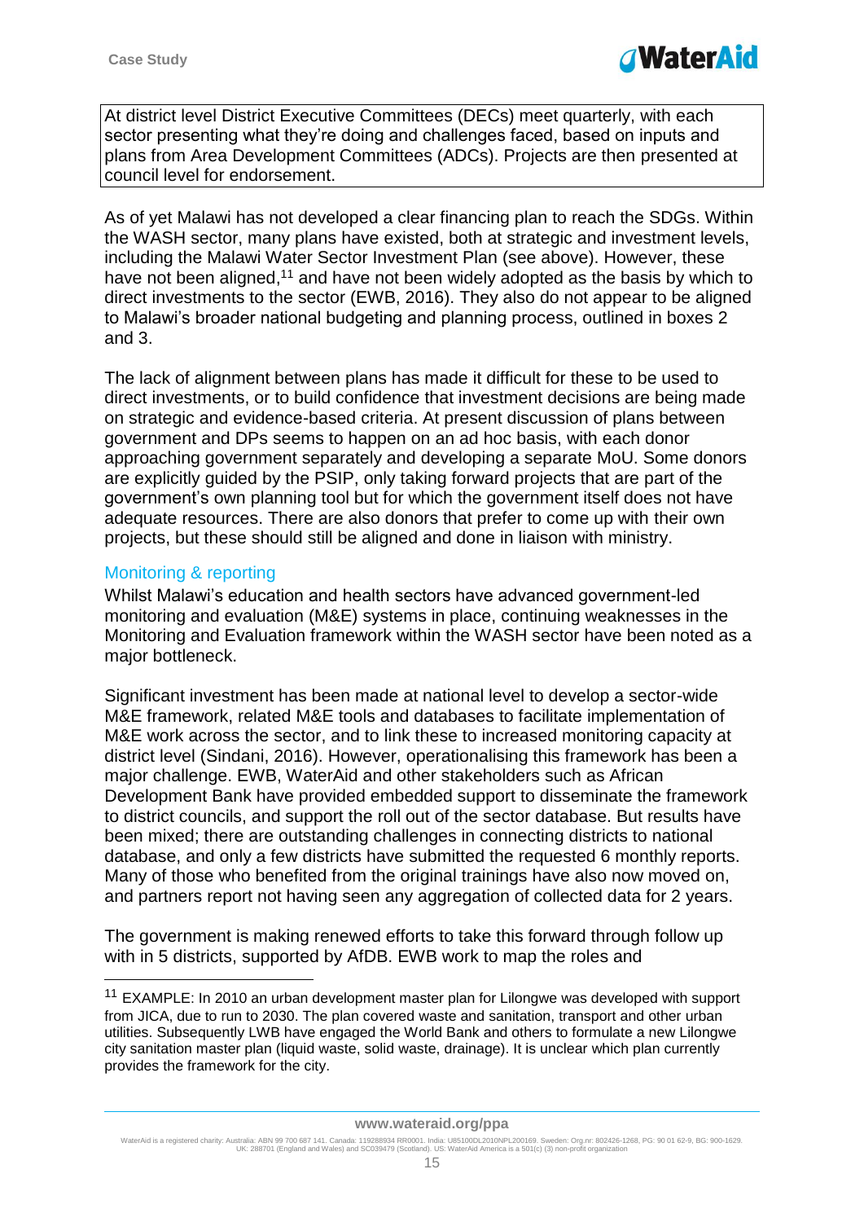At district level District Executive Committees (DECs) meet quarterly, with each sector presenting what they're doing and challenges faced, based on inputs and plans from Area Development Committees (ADCs). Projects are then presented at council level for endorsement.

As of yet Malawi has not developed a clear financing plan to reach the SDGs. Within the WASH sector, many plans have existed, both at strategic and investment levels, including the Malawi Water Sector Investment Plan (see above). However, these have not been aligned,[11] and have not been widely adopted as the basis by which to direct investments to the sector (EWB, 2016). They also do not appear to be aligned to Malawi's broader national budgeting and planning process, outlined in boxes 2 and 3.

The lack of alignment between plans has made it difficult for these to be used to direct investments, or to build confidence that investment decisions are being made on strategic and evidence-based criteria. At present discussion of plans between government and DPs seems to happen on an ad hoc basis, with each donor approaching government separately and developing a separate MoU. Some donors are explicitly guided by the PSIP, only taking forward projects that are part of the government's own planning tool but for which the government itself does not have adequate resources. There are also donors that prefer to come up with their own projects, but these should still be aligned and done in liaison with ministry.

## Monitoring & reporting

Whilst Malawi's education and health sectors have advanced government-led monitoring and evaluation (M&E) systems in place, continuing weaknesses in the Monitoring and Evaluation framework within the WASH sector have been noted as a major bottleneck.

Significant investment has been made at national level to develop a sector-wide M&E framework, related M&E tools and databases to facilitate implementation of M&E work across the sector, and to link these to increased monitoring capacity at district level (Sindani, 2016). However, operationalising this framework has been a major challenge. EWB, WaterAid and other stakeholders such as African Development Bank have provided embedded support to disseminate the framework to district councils, and support the roll out of the sector database. But results have been mixed; there are outstanding challenges in connecting districts to national database, and only a few districts have submitted the requested 6 monthly reports. Many of those who benefited from the original trainings have also now moved on, and partners report not having seen any aggregation of collected data for 2 years.

The government is making renewed efforts to take this forward through follow up with in 5 districts, supported by AfDB. EWB work to map the roles and

[11] EXAMPLE: In 2010 an urban development master plan for Lilongwe was developed with support from JICA, due to run to 2030. The plan covered waste and sanitation, transport and other urban utilities. Subsequently LWB have engaged the World Bank and others to formulate a new Lilongwe city sanitation master plan (liquid waste, solid waste, drainage). It is unclear which plan currently provides the framework for the city.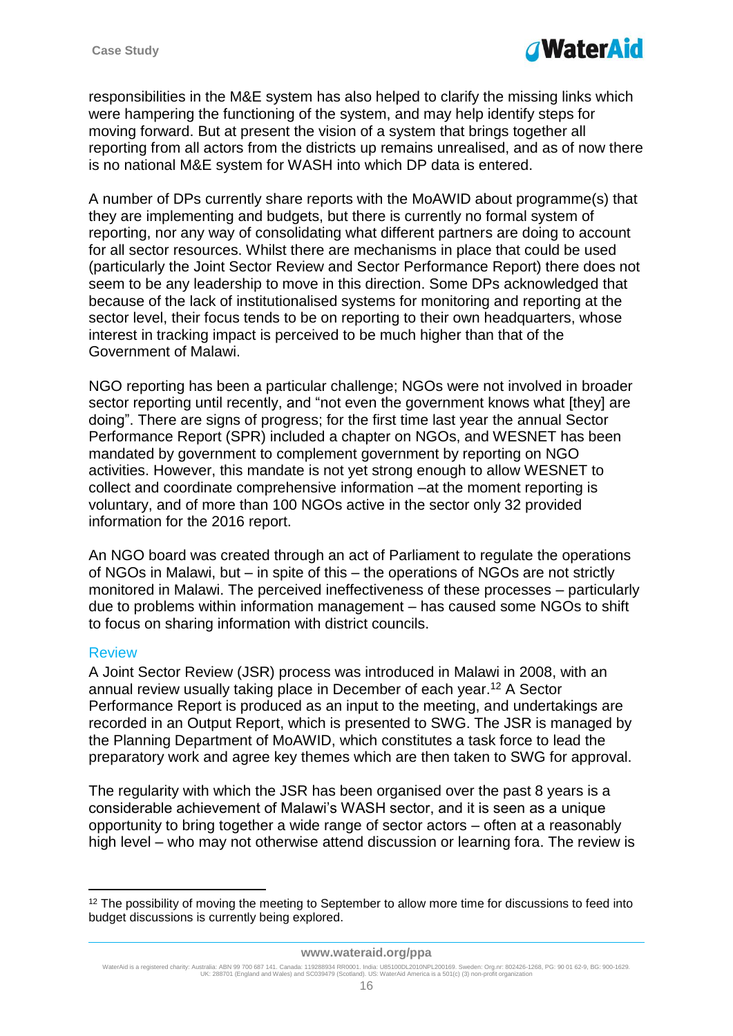responsibilities in the M&E system has also helped to clarify the missing links which were hampering the functioning of the system, and may help identify steps for moving forward. But at present the vision of a system that brings together all reporting from all actors from the districts up remains unrealised, and as of now there is no national M&E system for WASH into which DP data is entered.

A number of DPs currently share reports with the MoAWID about programme(s) that they are implementing and budgets, but there is currently no formal system of reporting, nor any way of consolidating what different partners are doing to account for all sector resources. Whilst there are mechanisms in place that could be used (particularly the Joint Sector Review and Sector Performance Report) there does not seem to be any leadership to move in this direction. Some DPs acknowledged that because of the lack of institutionalised systems for monitoring and reporting at the sector level, their focus tends to be on reporting to their own headquarters, whose interest in tracking impact is perceived to be much higher than that of the Government of Malawi.

NGO reporting has been a particular challenge; NGOs were not involved in broader sector reporting until recently, and "not even the government knows what [they] are doing". There are signs of progress; for the first time last year the annual Sector Performance Report (SPR) included a chapter on NGOs, and WESNET has been mandated by government to complement government by reporting on NGO activities. However, this mandate is not yet strong enough to allow WESNET to collect and coordinate comprehensive information –at the moment reporting is voluntary, and of more than 100 NGOs active in the sector only 32 provided information for the 2016 report.

An NGO board was created through an act of Parliament to regulate the operations of NGOs in Malawi, but – in spite of this – the operations of NGOs are not strictly monitored in Malawi. The perceived ineffectiveness of these processes – particularly due to problems within information management – has caused some NGOs to shift to focus on sharing information with district councils.

### Review

A Joint Sector Review (JSR) process was introduced in Malawi in 2008, with an annual review usually taking place in December of each year.[12] A Sector Performance Report is produced as an input to the meeting, and undertakings are recorded in an Output Report, which is presented to SWG. The JSR is managed by the Planning Department of MoAWID, which constitutes a task force to lead the preparatory work and agree key themes which are then taken to SWG for approval.

The regularity with which the JSR has been organised over the past 8 years is a considerable achievement of Malawi's WASH sector, and it is seen as a unique opportunity to bring together a wide range of sector actors – often at a reasonably high level – who may not otherwise attend discussion or learning fora. The review is

[12] The possibility of moving the meeting to September to allow more time for discussions to feed into budget discussions is currently being explored.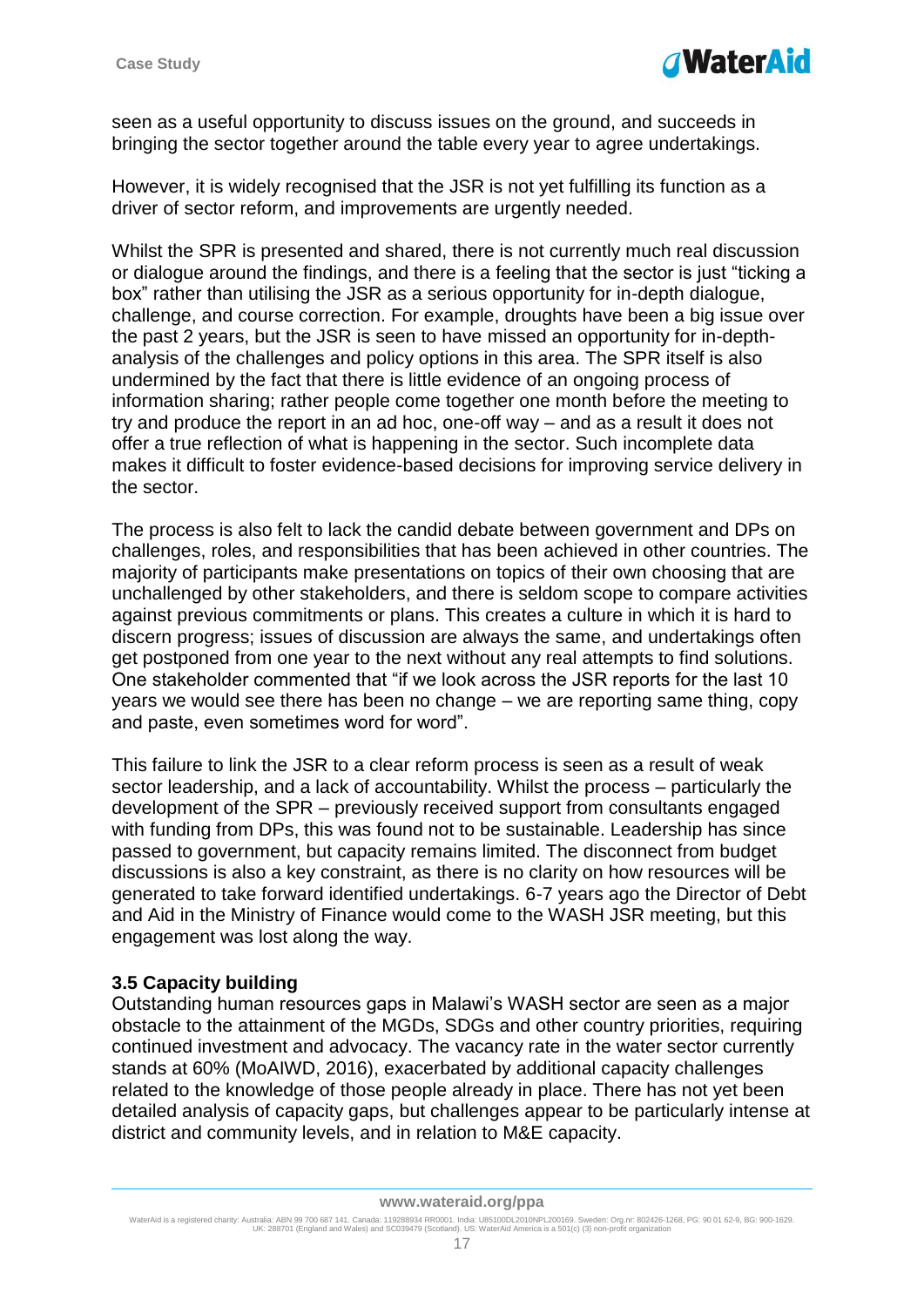seen as a useful opportunity to discuss issues on the ground, and succeeds in bringing the sector together around the table every year to agree undertakings.

However, it is widely recognised that the JSR is not yet fulfilling its function as a driver of sector reform, and improvements are urgently needed.

Whilst the SPR is presented and shared, there is not currently much real discussion or dialogue around the findings, and there is a feeling that the sector is just "ticking a box" rather than utilising the JSR as a serious opportunity for in-depth dialogue, challenge, and course correction. For example, droughts have been a big issue over the past 2 years, but the JSR is seen to have missed an opportunity for in-depth-analysis of the challenges and policy options in this area. The SPR itself is also undermined by the fact that there is little evidence of an ongoing process of information sharing; rather people come together one month before the meeting to try and produce the report in an ad hoc, one-off way – and as a result it does not offer a true reflection of what is happening in the sector. Such incomplete data makes it difficult to foster evidence-based decisions for improving service delivery in the sector.

The process is also felt to lack the candid debate between government and DPs on challenges, roles, and responsibilities that has been achieved in other countries. The majority of participants make presentations on topics of their own choosing that are unchallenged by other stakeholders, and there is seldom scope to compare activities against previous commitments or plans. This creates a culture in which it is hard to discern progress; issues of discussion are always the same, and undertakings often get postponed from one year to the next without any real attempts to find solutions. One stakeholder commented that "if we look across the JSR reports for the last 10 years we would see there has been no change – we are reporting same thing, copy and paste, even sometimes word for word".

This failure to link the JSR to a clear reform process is seen as a result of weak sector leadership, and a lack of accountability. Whilst the process – particularly the development of the SPR – previously received support from consultants engaged with funding from DPs, this was found not to be sustainable. Leadership has since passed to government, but capacity remains limited. The disconnect from budget discussions is also a key constraint, as there is no clarity on how resources will be generated to take forward identified undertakings. 6-7 years ago the Director of Debt and Aid in the Ministry of Finance would come to the WASH JSR meeting, but this engagement was lost along the way.

### 3.5 Capacity building

Outstanding human resources gaps in Malawi's WASH sector are seen as a major obstacle to the attainment of the MGDs, SDGs and other country priorities, requiring continued investment and advocacy. The vacancy rate in the water sector currently stands at 60% (MoAIWD, 2016), exacerbated by additional capacity challenges related to the knowledge of those people already in place. There has not yet been detailed analysis of capacity gaps, but challenges appear to be particularly intense at district and community levels, and in relation to M&E capacity.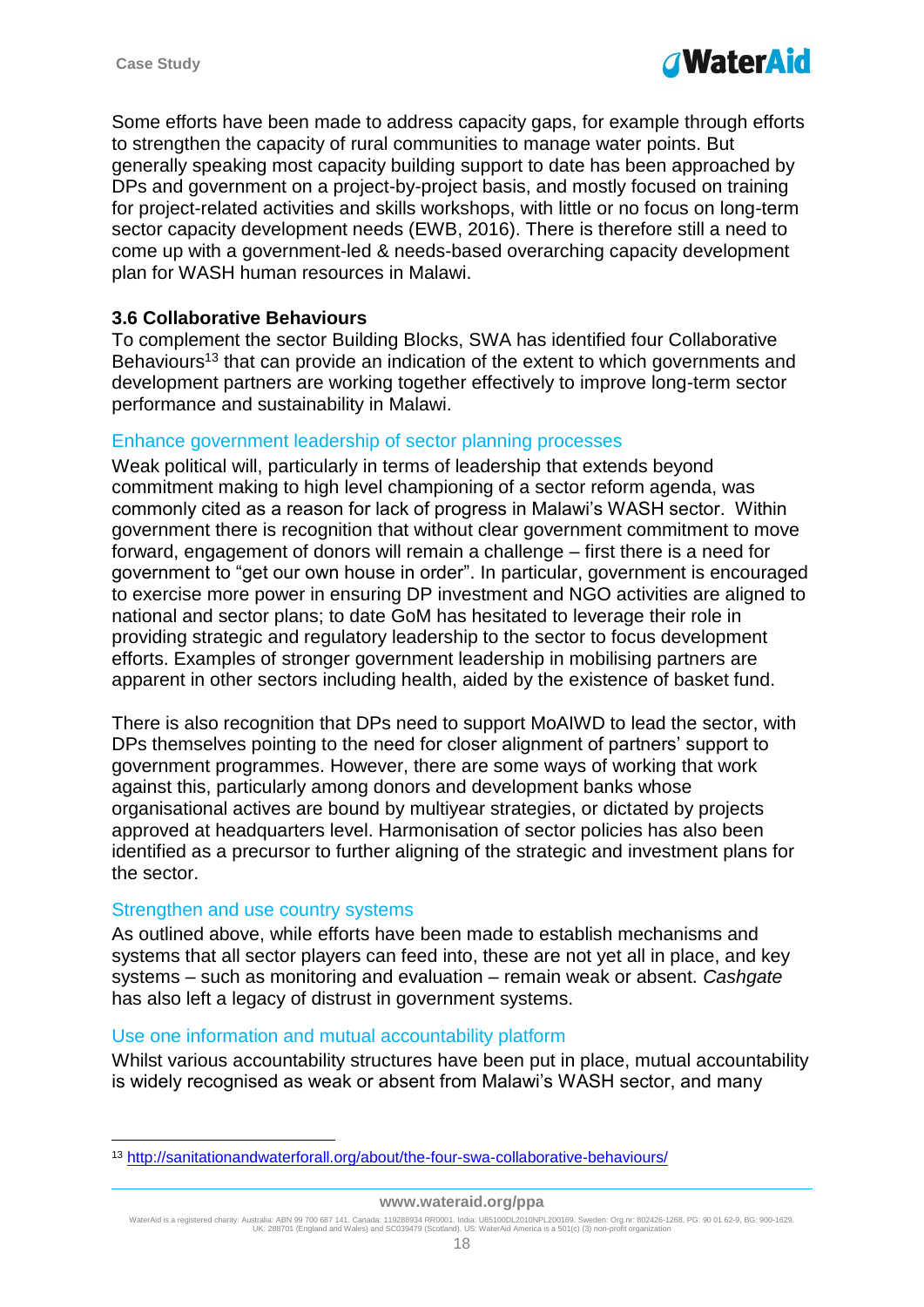Some efforts have been made to address capacity gaps, for example through efforts to strengthen the capacity of rural communities to manage water points. But generally speaking most capacity building support to date has been approached by DPs and government on a project-by-project basis, and mostly focused on training for project-related activities and skills workshops, with little or no focus on long-term sector capacity development needs (EWB, 2016). There is therefore still a need to come up with a government-led & needs-based overarching capacity development plan for WASH human resources in Malawi.

### 3.6 Collaborative Behaviours

To complement the sector Building Blocks, SWA has identified four Collaborative Behaviours[13] that can provide an indication of the extent to which governments and development partners are working together effectively to improve long-term sector performance and sustainability in Malawi.

#### Enhance government leadership of sector planning processes

Weak political will, particularly in terms of leadership that extends beyond commitment making to high level championing of a sector reform agenda, was commonly cited as a reason for lack of progress in Malawi's WASH sector. Within government there is recognition that without clear government commitment to move forward, engagement of donors will remain a challenge – first there is a need for government to "get our own house in order". In particular, government is encouraged to exercise more power in ensuring DP investment and NGO activities are aligned to national and sector plans; to date GoM has hesitated to leverage their role in providing strategic and regulatory leadership to the sector to focus development efforts. Examples of stronger government leadership in mobilising partners are apparent in other sectors including health, aided by the existence of basket fund.

There is also recognition that DPs need to support MoAIWD to lead the sector, with DPs themselves pointing to the need for closer alignment of partners' support to government programmes. However, there are some ways of working that work against this, particularly among donors and development banks whose organisational actives are bound by multiyear strategies, or dictated by projects approved at headquarters level. Harmonisation of sector policies has also been identified as a precursor to further aligning of the strategic and investment plans for the sector.

#### Strengthen and use country systems

As outlined above, while efforts have been made to establish mechanisms and systems that all sector players can feed into, these are not yet all in place, and key systems – such as monitoring and evaluation – remain weak or absent. *Cashgate* has also left a legacy of distrust in government systems.

#### Use one information and mutual accountability platform

Whilst various accountability structures have been put in place, mutual accountability is widely recognised as weak or absent from Malawi's WASH sector, and many

[13] http://sanitationandwaterforall.org/about/the-four-swa-collaborative-behaviours/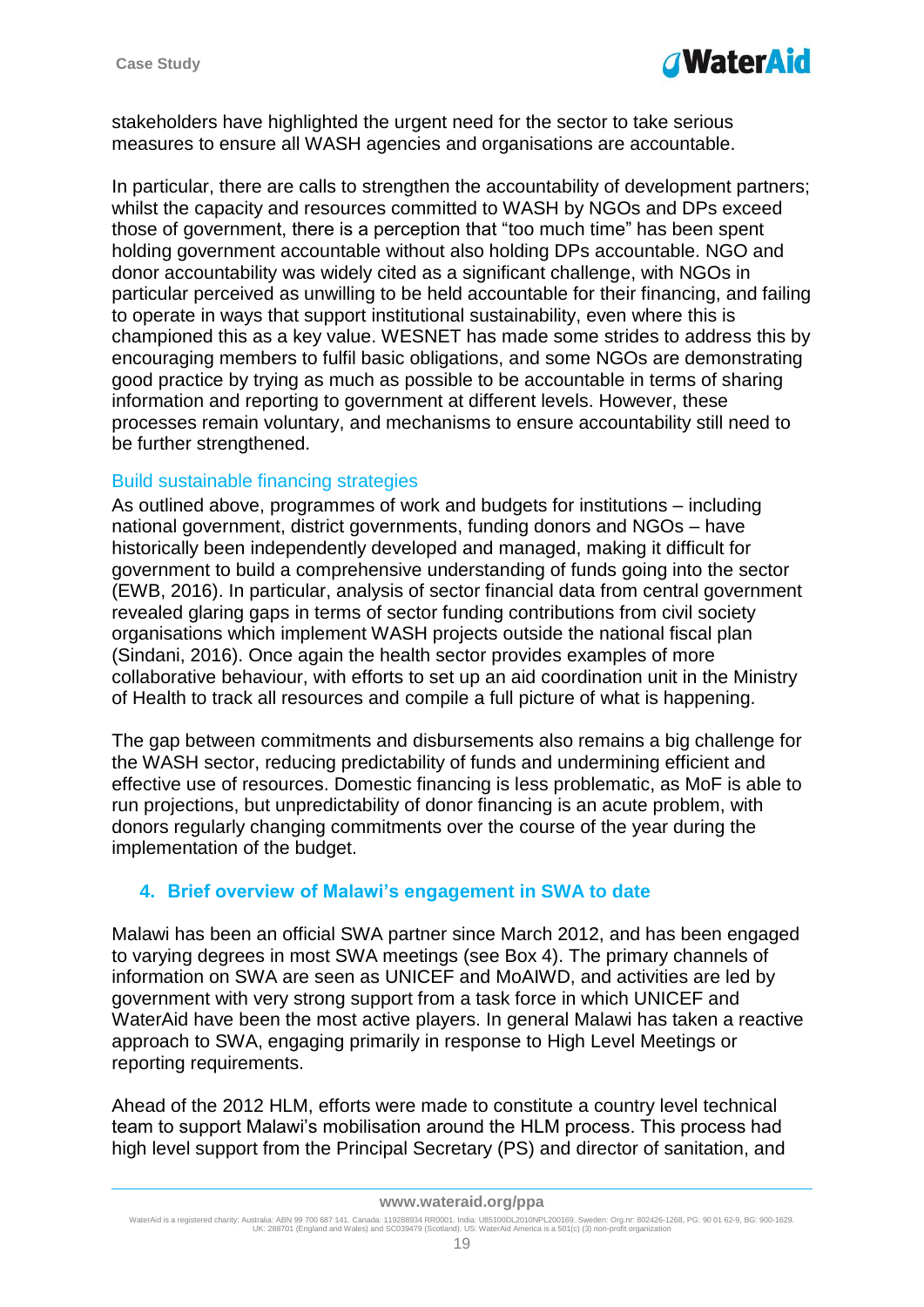stakeholders have highlighted the urgent need for the sector to take serious measures to ensure all WASH agencies and organisations are accountable.

In particular, there are calls to strengthen the accountability of development partners; whilst the capacity and resources committed to WASH by NGOs and DPs exceed those of government, there is a perception that “too much time” has been spent holding government accountable without also holding DPs accountable. NGO and donor accountability was widely cited as a significant challenge, with NGOs in particular perceived as unwilling to be held accountable for their financing, and failing to operate in ways that support institutional sustainability, even where this is championed this as a key value. WESNET has made some strides to address this by encouraging members to fulfil basic obligations, and some NGOs are demonstrating good practice by trying as much as possible to be accountable in terms of sharing information and reporting to government at different levels. However, these processes remain voluntary, and mechanisms to ensure accountability still need to be further strengthened.

### Build sustainable financing strategies

As outlined above, programmes of work and budgets for institutions – including national government, district governments, funding donors and NGOs – have historically been independently developed and managed, making it difficult for government to build a comprehensive understanding of funds going into the sector (EWB, 2016). In particular, analysis of sector financial data from central government revealed glaring gaps in terms of sector funding contributions from civil society organisations which implement WASH projects outside the national fiscal plan (Sindani, 2016). Once again the health sector provides examples of more collaborative behaviour, with efforts to set up an aid coordination unit in the Ministry of Health to track all resources and compile a full picture of what is happening.

The gap between commitments and disbursements also remains a big challenge for the WASH sector, reducing predictability of funds and undermining efficient and effective use of resources. Domestic financing is less problematic, as MoF is able to run projections, but unpredictability of donor financing is an acute problem, with donors regularly changing commitments over the course of the year during the implementation of the budget.

## 4. Brief overview of Malawi’s engagement in SWA to date

Malawi has been an official SWA partner since March 2012, and has been engaged to varying degrees in most SWA meetings (see Box 4). The primary channels of information on SWA are seen as UNICEF and MoAIWD, and activities are led by government with very strong support from a task force in which UNICEF and WaterAid have been the most active players. In general Malawi has taken a reactive approach to SWA, engaging primarily in response to High Level Meetings or reporting requirements.

Ahead of the 2012 HLM, efforts were made to constitute a country level technical team to support Malawi’s mobilisation around the HLM process. This process had high level support from the Principal Secretary (PS) and director of sanitation, and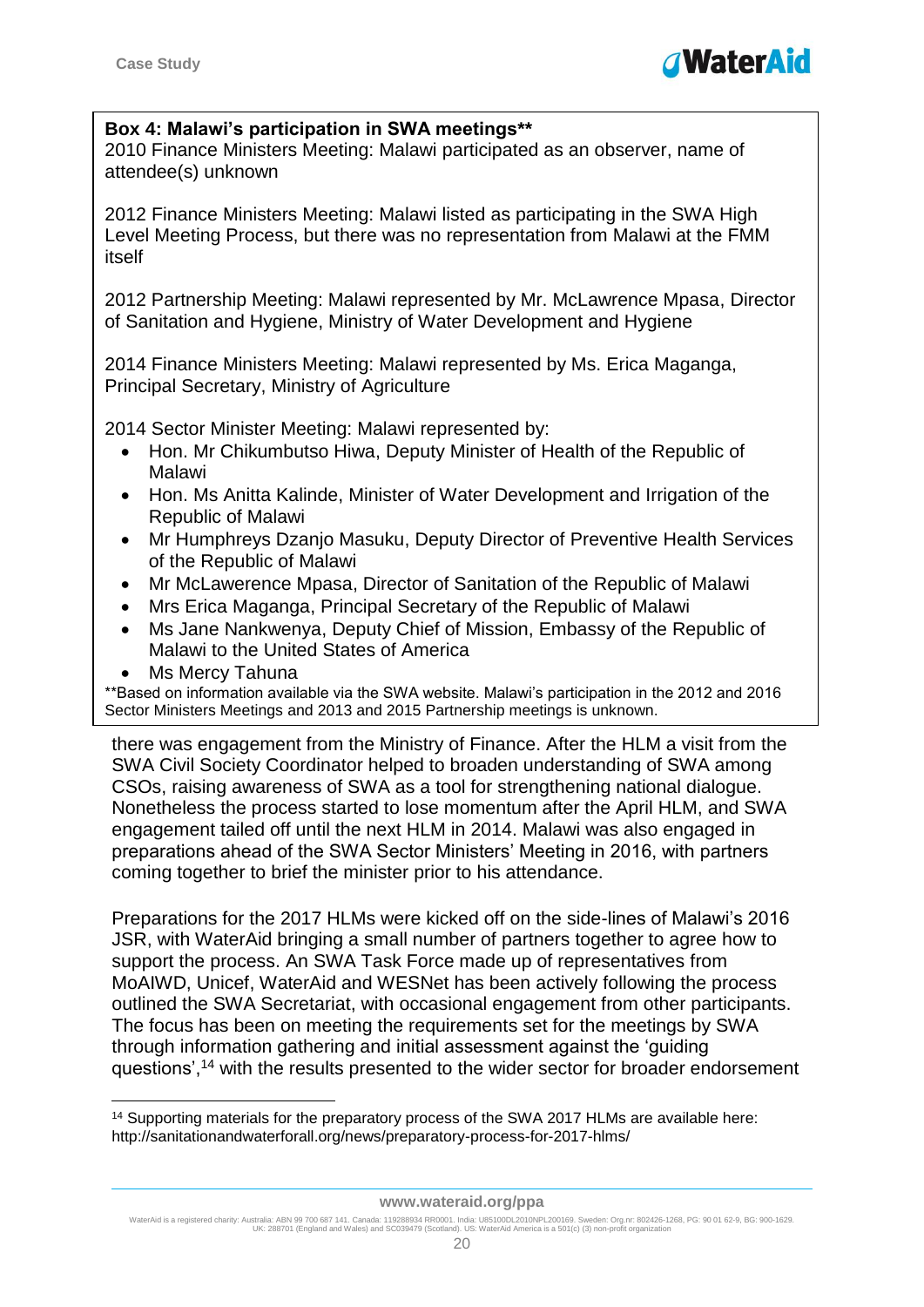**Box 4: Malawi's participation in SWA meetings****

2010 Finance Ministers Meeting: Malawi participated as an observer, name of attendee(s) unknown

2012 Finance Ministers Meeting: Malawi listed as participating in the SWA High Level Meeting Process, but there was no representation from Malawi at the FMM itself

2012 Partnership Meeting: Malawi represented by Mr. McLawrence Mpasa, Director of Sanitation and Hygiene, Ministry of Water Development and Hygiene

2014 Finance Ministers Meeting: Malawi represented by Ms. Erica Maganga, Principal Secretary, Ministry of Agriculture

2014 Sector Minister Meeting: Malawi represented by:

- Hon. Mr Chikumbutso Hiwa, Deputy Minister of Health of the Republic of Malawi
- Hon. Ms Anitta Kalinde, Minister of Water Development and Irrigation of the Republic of Malawi
- Mr Humphreys Dzanjo Masuku, Deputy Director of Preventive Health Services of the Republic of Malawi
- Mr McLawerence Mpasa, Director of Sanitation of the Republic of Malawi
- Mrs Erica Maganga, Principal Secretary of the Republic of Malawi
- Ms Jane Nankwenya, Deputy Chief of Mission, Embassy of the Republic of Malawi to the United States of America
- Ms Mercy Tahuna

**Based on information available via the SWA website. Malawi's participation in the 2012 and 2016 Sector Ministers Meetings and 2013 and 2015 Partnership meetings is unknown.

there was engagement from the Ministry of Finance. After the HLM a visit from the SWA Civil Society Coordinator helped to broaden understanding of SWA among CSOs, raising awareness of SWA as a tool for strengthening national dialogue. Nonetheless the process started to lose momentum after the April HLM, and SWA engagement tailed off until the next HLM in 2014. Malawi was also engaged in preparations ahead of the SWA Sector Ministers' Meeting in 2016, with partners coming together to brief the minister prior to his attendance.

Preparations for the 2017 HLMs were kicked off on the side-lines of Malawi's 2016 JSR, with WaterAid bringing a small number of partners together to agree how to support the process. An SWA Task Force made up of representatives from MoAIWD, Unicef, WaterAid and WESNet has been actively following the process outlined the SWA Secretariat, with occasional engagement from other participants. The focus has been on meeting the requirements set for the meetings by SWA through information gathering and initial assessment against the 'guiding questions',[14] with the results presented to the wider sector for broader endorsement

[14] Supporting materials for the preparatory process of the SWA 2017 HLMs are available here: http://sanitationandwaterforall.org/news/preparatory-process-for-2017-hlms/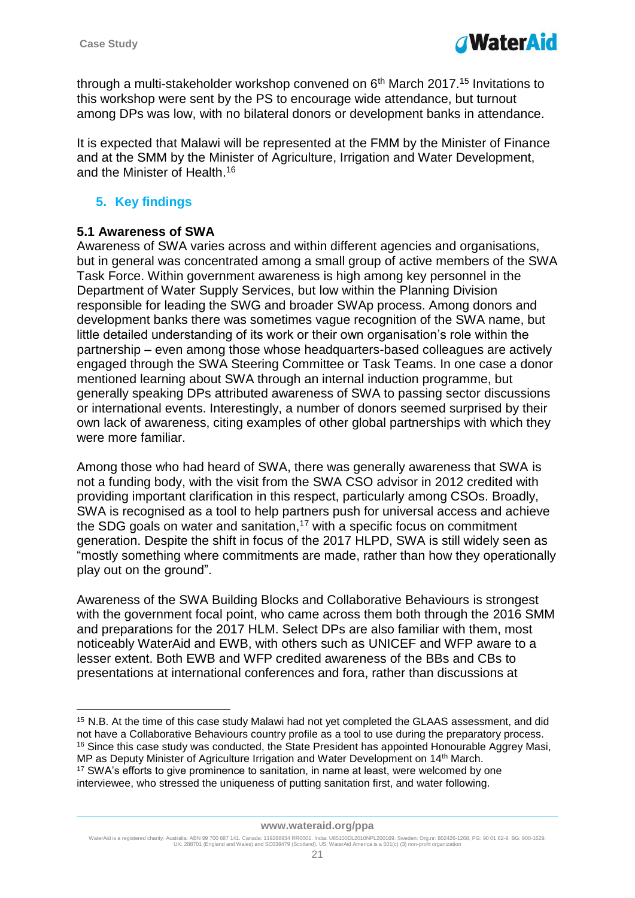through a multi-stakeholder workshop convened on 6th March 2017.[15] Invitations to this workshop were sent by the PS to encourage wide attendance, but turnout among DPs was low, with no bilateral donors or development banks in attendance.

It is expected that Malawi will be represented at the FMM by the Minister of Finance and at the SMM by the Minister of Agriculture, Irrigation and Water Development, and the Minister of Health.[16]

## 5. Key findings

### 5.1 Awareness of SWA

Awareness of SWA varies across and within different agencies and organisations, but in general was concentrated among a small group of active members of the SWA Task Force. Within government awareness is high among key personnel in the Department of Water Supply Services, but low within the Planning Division responsible for leading the SWG and broader SWAp process. Among donors and development banks there was sometimes vague recognition of the SWA name, but little detailed understanding of its work or their own organisation's role within the partnership – even among those whose headquarters-based colleagues are actively engaged through the SWA Steering Committee or Task Teams. In one case a donor mentioned learning about SWA through an internal induction programme, but generally speaking DPs attributed awareness of SWA to passing sector discussions or international events. Interestingly, a number of donors seemed surprised by their own lack of awareness, citing examples of other global partnerships with which they were more familiar.

Among those who had heard of SWA, there was generally awareness that SWA is not a funding body, with the visit from the SWA CSO advisor in 2012 credited with providing important clarification in this respect, particularly among CSOs. Broadly, SWA is recognised as a tool to help partners push for universal access and achieve the SDG goals on water and sanitation,[17] with a specific focus on commitment generation. Despite the shift in focus of the 2017 HLPD, SWA is still widely seen as "mostly something where commitments are made, rather than how they operationally play out on the ground".

Awareness of the SWA Building Blocks and Collaborative Behaviours is strongest with the government focal point, who came across them both through the 2016 SMM and preparations for the 2017 HLM. Select DPs are also familiar with them, most noticeably WaterAid and EWB, with others such as UNICEF and WFP aware to a lesser extent. Both EWB and WFP credited awareness of the BBs and CBs to presentations at international conferences and fora, rather than discussions at

---

[15] N.B. At the time of this case study Malawi had not yet completed the GLAAS assessment, and did not have a Collaborative Behaviours country profile as a tool to use during the preparatory process.

[16] Since this case study was conducted, the State President has appointed Honourable Aggrey Masi, MP as Deputy Minister of Agriculture Irrigation and Water Development on 14th March.

[17] SWA's efforts to give prominence to sanitation, in name at least, were welcomed by one interviewee, who stressed the uniqueness of putting sanitation first, and water following.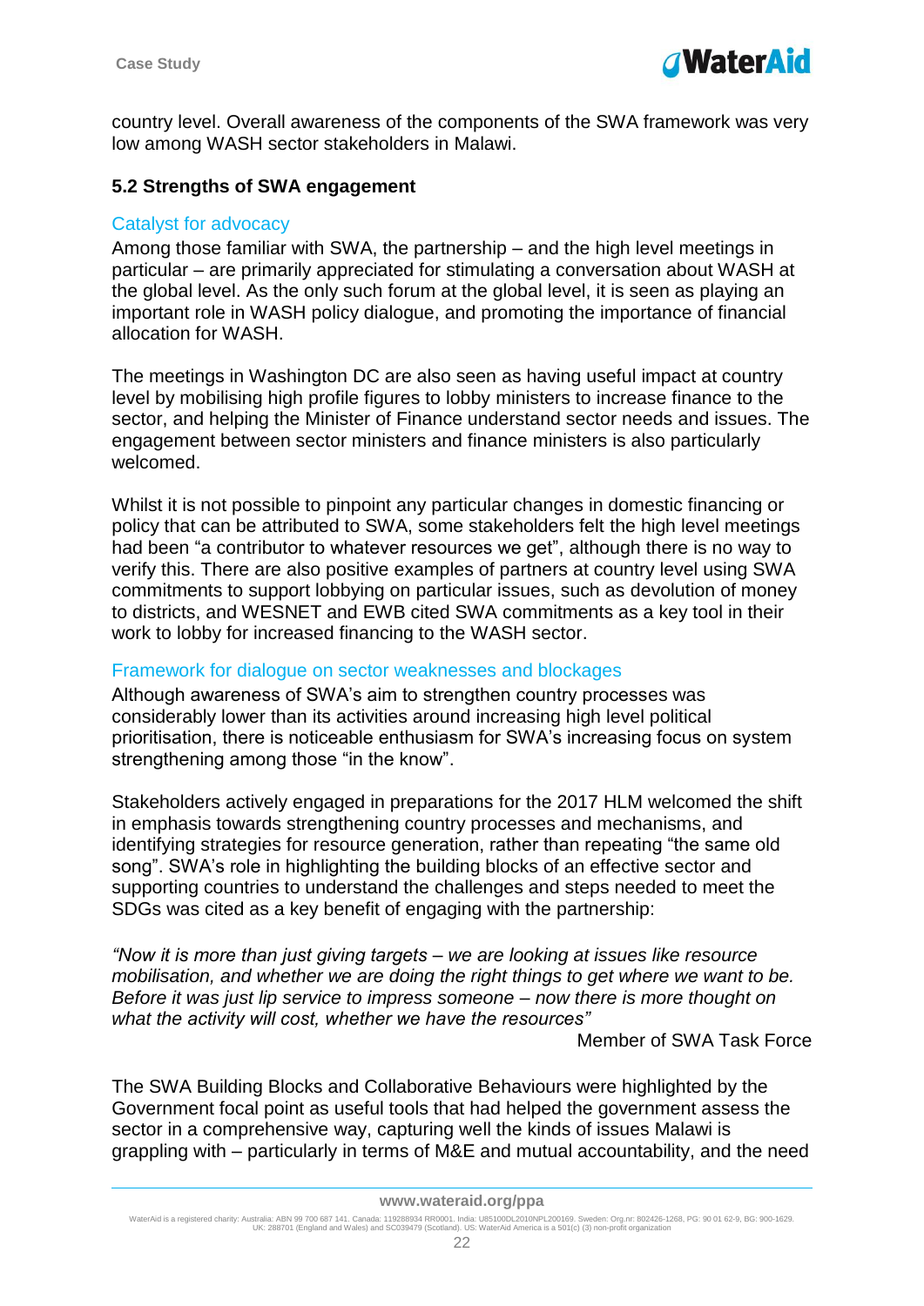country level. Overall awareness of the components of the SWA framework was very low among WASH sector stakeholders in Malawi.

### 5.2 Strengths of SWA engagement

#### Catalyst for advocacy

Among those familiar with SWA, the partnership – and the high level meetings in particular – are primarily appreciated for stimulating a conversation about WASH at the global level. As the only such forum at the global level, it is seen as playing an important role in WASH policy dialogue, and promoting the importance of financial allocation for WASH.

The meetings in Washington DC are also seen as having useful impact at country level by mobilising high profile figures to lobby ministers to increase finance to the sector, and helping the Minister of Finance understand sector needs and issues. The engagement between sector ministers and finance ministers is also particularly welcomed.

Whilst it is not possible to pinpoint any particular changes in domestic financing or policy that can be attributed to SWA, some stakeholders felt the high level meetings had been "a contributor to whatever resources we get", although there is no way to verify this. There are also positive examples of partners at country level using SWA commitments to support lobbying on particular issues, such as devolution of money to districts, and WESNET and EWB cited SWA commitments as a key tool in their work to lobby for increased financing to the WASH sector.

#### Framework for dialogue on sector weaknesses and blockages

Although awareness of SWA's aim to strengthen country processes was considerably lower than its activities around increasing high level political prioritisation, there is noticeable enthusiasm for SWA's increasing focus on system strengthening among those "in the know".

Stakeholders actively engaged in preparations for the 2017 HLM welcomed the shift in emphasis towards strengthening country processes and mechanisms, and identifying strategies for resource generation, rather than repeating "the same old song". SWA's role in highlighting the building blocks of an effective sector and supporting countries to understand the challenges and steps needed to meet the SDGs was cited as a key benefit of engaging with the partnership:

*"Now it is more than just giving targets – we are looking at issues like resource mobilisation, and whether we are doing the right things to get where we want to be. Before it was just lip service to impress someone – now there is more thought on what the activity will cost, whether we have the resources"*

Member of SWA Task Force

The SWA Building Blocks and Collaborative Behaviours were highlighted by the Government focal point as useful tools that had helped the government assess the sector in a comprehensive way, capturing well the kinds of issues Malawi is grappling with – particularly in terms of M&E and mutual accountability, and the need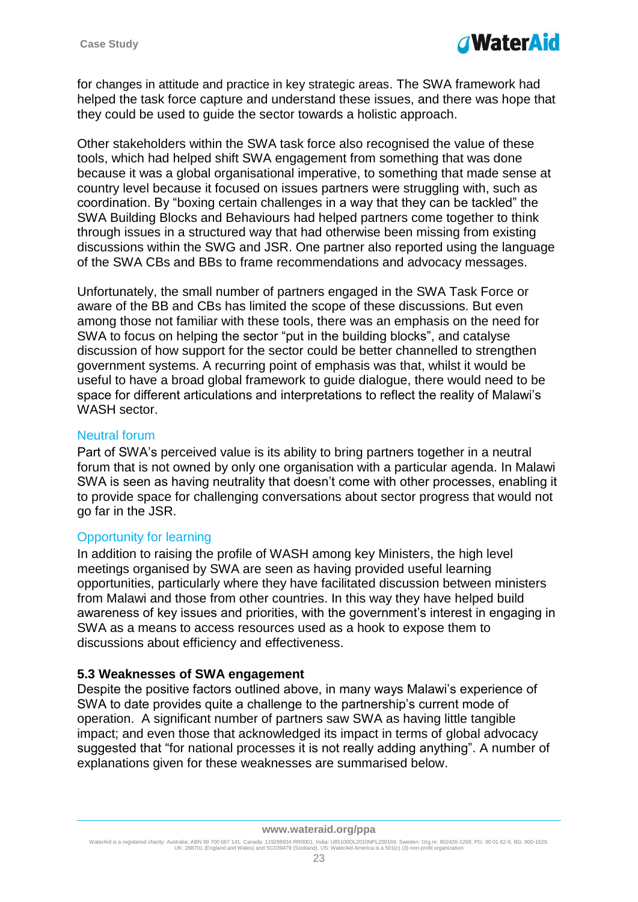for changes in attitude and practice in key strategic areas. The SWA framework had helped the task force capture and understand these issues, and there was hope that they could be used to guide the sector towards a holistic approach.

Other stakeholders within the SWA task force also recognised the value of these tools, which had helped shift SWA engagement from something that was done because it was a global organisational imperative, to something that made sense at country level because it focused on issues partners were struggling with, such as coordination. By "boxing certain challenges in a way that they can be tackled" the SWA Building Blocks and Behaviours had helped partners come together to think through issues in a structured way that had otherwise been missing from existing discussions within the SWG and JSR. One partner also reported using the language of the SWA CBs and BBs to frame recommendations and advocacy messages.

Unfortunately, the small number of partners engaged in the SWA Task Force or aware of the BB and CBs has limited the scope of these discussions. But even among those not familiar with these tools, there was an emphasis on the need for SWA to focus on helping the sector "put in the building blocks", and catalyse discussion of how support for the sector could be better channelled to strengthen government systems. A recurring point of emphasis was that, whilst it would be useful to have a broad global framework to guide dialogue, there would need to be space for different articulations and interpretations to reflect the reality of Malawi's WASH sector.

### Neutral forum

Part of SWA's perceived value is its ability to bring partners together in a neutral forum that is not owned by only one organisation with a particular agenda. In Malawi SWA is seen as having neutrality that doesn't come with other processes, enabling it to provide space for challenging conversations about sector progress that would not go far in the JSR.

### Opportunity for learning

In addition to raising the profile of WASH among key Ministers, the high level meetings organised by SWA are seen as having provided useful learning opportunities, particularly where they have facilitated discussion between ministers from Malawi and those from other countries. In this way they have helped build awareness of key issues and priorities, with the government's interest in engaging in SWA as a means to access resources used as a hook to expose them to discussions about efficiency and effectiveness.

## 5.3 Weaknesses of SWA engagement

Despite the positive factors outlined above, in many ways Malawi's experience of SWA to date provides quite a challenge to the partnership's current mode of operation. A significant number of partners saw SWA as having little tangible impact; and even those that acknowledged its impact in terms of global advocacy suggested that "for national processes it is not really adding anything". A number of explanations given for these weaknesses are summarised below.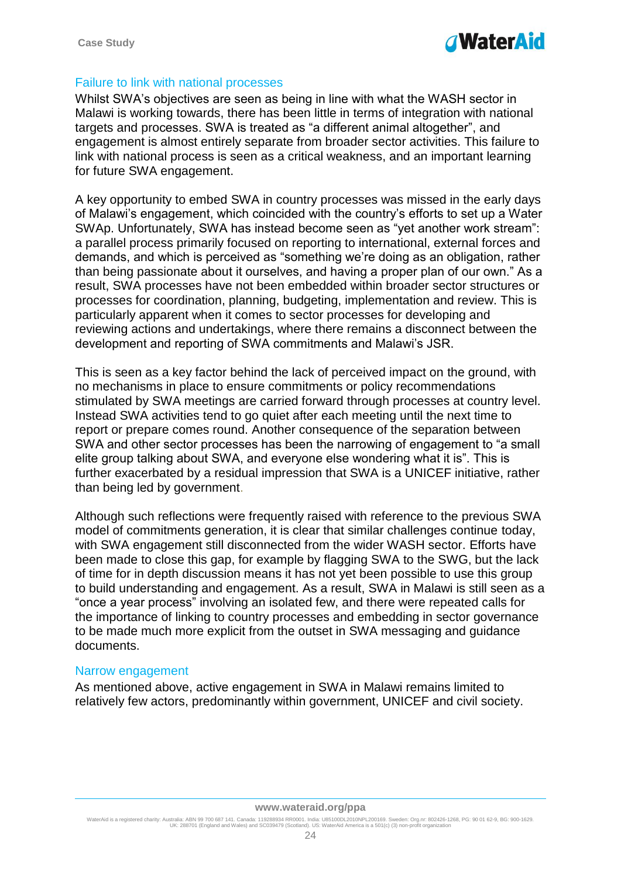## Failure to link with national processes

Whilst SWA's objectives are seen as being in line with what the WASH sector in Malawi is working towards, there has been little in terms of integration with national targets and processes. SWA is treated as "a different animal altogether", and engagement is almost entirely separate from broader sector activities. This failure to link with national process is seen as a critical weakness, and an important learning for future SWA engagement.

A key opportunity to embed SWA in country processes was missed in the early days of Malawi's engagement, which coincided with the country's efforts to set up a Water SWAp. Unfortunately, SWA has instead become seen as "yet another work stream": a parallel process primarily focused on reporting to international, external forces and demands, and which is perceived as "something we're doing as an obligation, rather than being passionate about it ourselves, and having a proper plan of our own." As a result, SWA processes have not been embedded within broader sector structures or processes for coordination, planning, budgeting, implementation and review. This is particularly apparent when it comes to sector processes for developing and reviewing actions and undertakings, where there remains a disconnect between the development and reporting of SWA commitments and Malawi's JSR.

This is seen as a key factor behind the lack of perceived impact on the ground, with no mechanisms in place to ensure commitments or policy recommendations stimulated by SWA meetings are carried forward through processes at country level. Instead SWA activities tend to go quiet after each meeting until the next time to report or prepare comes round. Another consequence of the separation between SWA and other sector processes has been the narrowing of engagement to "a small elite group talking about SWA, and everyone else wondering what it is". This is further exacerbated by a residual impression that SWA is a UNICEF initiative, rather than being led by government.

Although such reflections were frequently raised with reference to the previous SWA model of commitments generation, it is clear that similar challenges continue today, with SWA engagement still disconnected from the wider WASH sector. Efforts have been made to close this gap, for example by flagging SWA to the SWG, but the lack of time for in depth discussion means it has not yet been possible to use this group to build understanding and engagement. As a result, SWA in Malawi is still seen as a "once a year process" involving an isolated few, and there were repeated calls for the importance of linking to country processes and embedding in sector governance to be made much more explicit from the outset in SWA messaging and guidance documents.

## Narrow engagement

As mentioned above, active engagement in SWA in Malawi remains limited to relatively few actors, predominantly within government, UNICEF and civil society.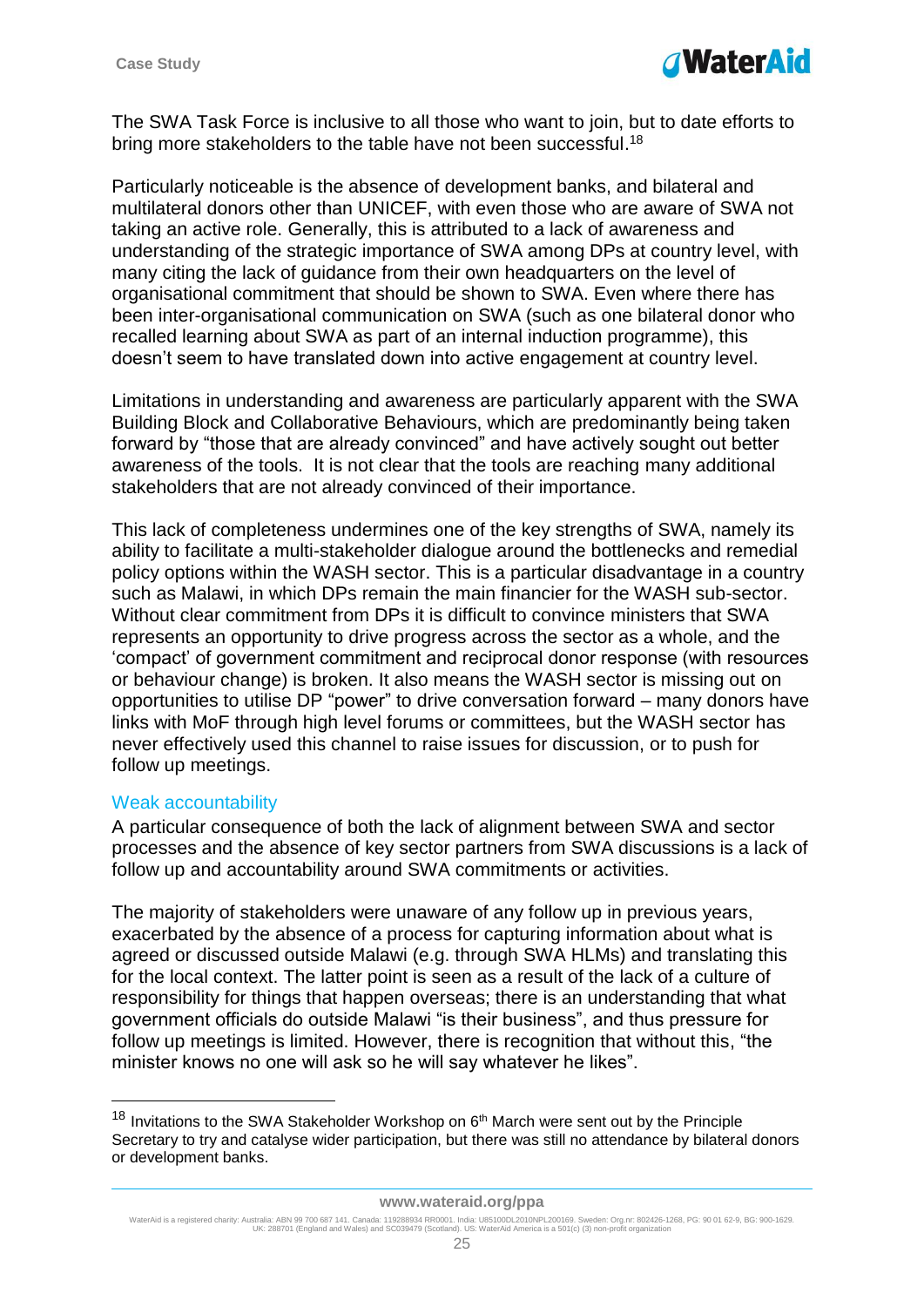The SWA Task Force is inclusive to all those who want to join, but to date efforts to bring more stakeholders to the table have not been successful.[18]

Particularly noticeable is the absence of development banks, and bilateral and multilateral donors other than UNICEF, with even those who are aware of SWA not taking an active role. Generally, this is attributed to a lack of awareness and understanding of the strategic importance of SWA among DPs at country level, with many citing the lack of guidance from their own headquarters on the level of organisational commitment that should be shown to SWA. Even where there has been inter-organisational communication on SWA (such as one bilateral donor who recalled learning about SWA as part of an internal induction programme), this doesn't seem to have translated down into active engagement at country level.

Limitations in understanding and awareness are particularly apparent with the SWA Building Block and Collaborative Behaviours, which are predominantly being taken forward by "those that are already convinced" and have actively sought out better awareness of the tools. It is not clear that the tools are reaching many additional stakeholders that are not already convinced of their importance.

This lack of completeness undermines one of the key strengths of SWA, namely its ability to facilitate a multi-stakeholder dialogue around the bottlenecks and remedial policy options within the WASH sector. This is a particular disadvantage in a country such as Malawi, in which DPs remain the main financier for the WASH sub-sector. Without clear commitment from DPs it is difficult to convince ministers that SWA represents an opportunity to drive progress across the sector as a whole, and the 'compact' of government commitment and reciprocal donor response (with resources or behaviour change) is broken. It also means the WASH sector is missing out on opportunities to utilise DP "power" to drive conversation forward – many donors have links with MoF through high level forums or committees, but the WASH sector has never effectively used this channel to raise issues for discussion, or to push for follow up meetings.

### Weak accountability

A particular consequence of both the lack of alignment between SWA and sector processes and the absence of key sector partners from SWA discussions is a lack of follow up and accountability around SWA commitments or activities.

The majority of stakeholders were unaware of any follow up in previous years, exacerbated by the absence of a process for capturing information about what is agreed or discussed outside Malawi (e.g. through SWA HLMs) and translating this for the local context. The latter point is seen as a result of the lack of a culture of responsibility for things that happen overseas; there is an understanding that what government officials do outside Malawi "is their business", and thus pressure for follow up meetings is limited. However, there is recognition that without this, "the minister knows no one will ask so he will say whatever he likes".

---

[18] Invitations to the SWA Stakeholder Workshop on 6th March were sent out by the Principle Secretary to try and catalyse wider participation, but there was still no attendance by bilateral donors or development banks.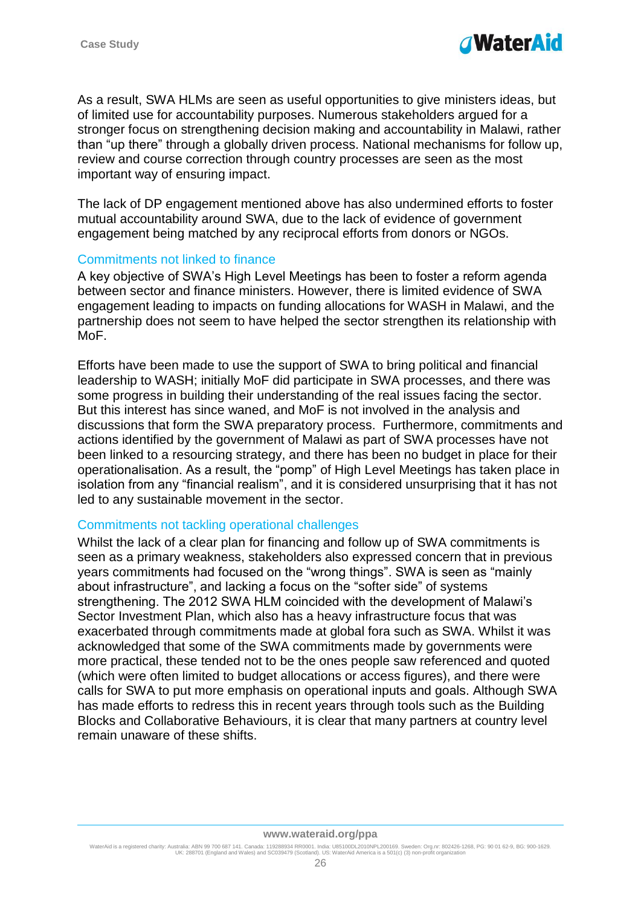As a result, SWA HLMs are seen as useful opportunities to give ministers ideas, but of limited use for accountability purposes. Numerous stakeholders argued for a stronger focus on strengthening decision making and accountability in Malawi, rather than "up there" through a globally driven process. National mechanisms for follow up, review and course correction through country processes are seen as the most important way of ensuring impact.

The lack of DP engagement mentioned above has also undermined efforts to foster mutual accountability around SWA, due to the lack of evidence of government engagement being matched by any reciprocal efforts from donors or NGOs.

### Commitments not linked to finance

A key objective of SWA's High Level Meetings has been to foster a reform agenda between sector and finance ministers. However, there is limited evidence of SWA engagement leading to impacts on funding allocations for WASH in Malawi, and the partnership does not seem to have helped the sector strengthen its relationship with MoF.

Efforts have been made to use the support of SWA to bring political and financial leadership to WASH; initially MoF did participate in SWA processes, and there was some progress in building their understanding of the real issues facing the sector. But this interest has since waned, and MoF is not involved in the analysis and discussions that form the SWA preparatory process. Furthermore, commitments and actions identified by the government of Malawi as part of SWA processes have not been linked to a resourcing strategy, and there has been no budget in place for their operationalisation. As a result, the "pomp" of High Level Meetings has taken place in isolation from any "financial realism", and it is considered unsurprising that it has not led to any sustainable movement in the sector.

### Commitments not tackling operational challenges

Whilst the lack of a clear plan for financing and follow up of SWA commitments is seen as a primary weakness, stakeholders also expressed concern that in previous years commitments had focused on the "wrong things". SWA is seen as "mainly about infrastructure", and lacking a focus on the "softer side" of systems strengthening. The 2012 SWA HLM coincided with the development of Malawi's Sector Investment Plan, which also has a heavy infrastructure focus that was exacerbated through commitments made at global fora such as SWA. Whilst it was acknowledged that some of the SWA commitments made by governments were more practical, these tended not to be the ones people saw referenced and quoted (which were often limited to budget allocations or access figures), and there were calls for SWA to put more emphasis on operational inputs and goals. Although SWA has made efforts to redress this in recent years through tools such as the Building Blocks and Collaborative Behaviours, it is clear that many partners at country level remain unaware of these shifts.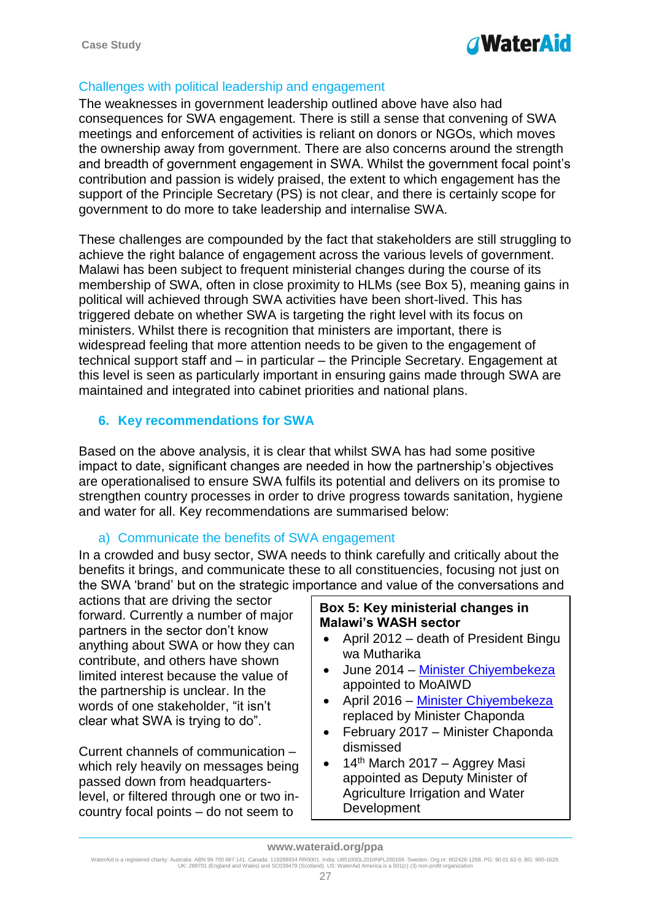### Challenges with political leadership and engagement

The weaknesses in government leadership outlined above have also had consequences for SWA engagement. There is still a sense that convening of SWA meetings and enforcement of activities is reliant on donors or NGOs, which moves the ownership away from government. There are also concerns around the strength and breadth of government engagement in SWA. Whilst the government focal point's contribution and passion is widely praised, the extent to which engagement has the support of the Principle Secretary (PS) is not clear, and there is certainly scope for government to do more to take leadership and internalise SWA.

These challenges are compounded by the fact that stakeholders are still struggling to achieve the right balance of engagement across the various levels of government. Malawi has been subject to frequent ministerial changes during the course of its membership of SWA, often in close proximity to HLMs (see Box 5), meaning gains in political will achieved through SWA activities have been short-lived. This has triggered debate on whether SWA is targeting the right level with its focus on ministers. Whilst there is recognition that ministers are important, there is widespread feeling that more attention needs to be given to the engagement of technical support staff and – in particular – the Principle Secretary. Engagement at this level is seen as particularly important in ensuring gains made through SWA are maintained and integrated into cabinet priorities and national plans.

## 6. Key recommendations for SWA

Based on the above analysis, it is clear that whilst SWA has had some positive impact to date, significant changes are needed in how the partnership's objectives are operationalised to ensure SWA fulfils its potential and delivers on its promise to strengthen country processes in order to drive progress towards sanitation, hygiene and water for all. Key recommendations are summarised below:

### a) Communicate the benefits of SWA engagement

In a crowded and busy sector, SWA needs to think carefully and critically about the benefits it brings, and communicate these to all constituencies, focusing not just on the SWA 'brand' but on the strategic importance and value of the conversations and actions that are driving the sector forward. Currently a number of major partners in the sector don't know anything about SWA or how they can contribute, and others have shown limited interest because the value of the partnership is unclear. In the words of one stakeholder, "it isn't clear what SWA is trying to do".

Current channels of communication – which rely heavily on messages being passed down from headquarters-level, or filtered through one or two in-country focal points – do not seem to

> **Box 5: Key ministerial changes in Malawi's WASH sector**
>
> - April 2012 – death of President Bingu wa Mutharika
> - June 2014 – Minister Chiyembekeza appointed to MoAIWD
> - April 2016 – Minister Chiyembekeza replaced by Minister Chaponda
> - February 2017 – Minister Chaponda dismissed
> - 14th March 2017 – Aggrey Masi appointed as Deputy Minister of Agriculture Irrigation and Water Development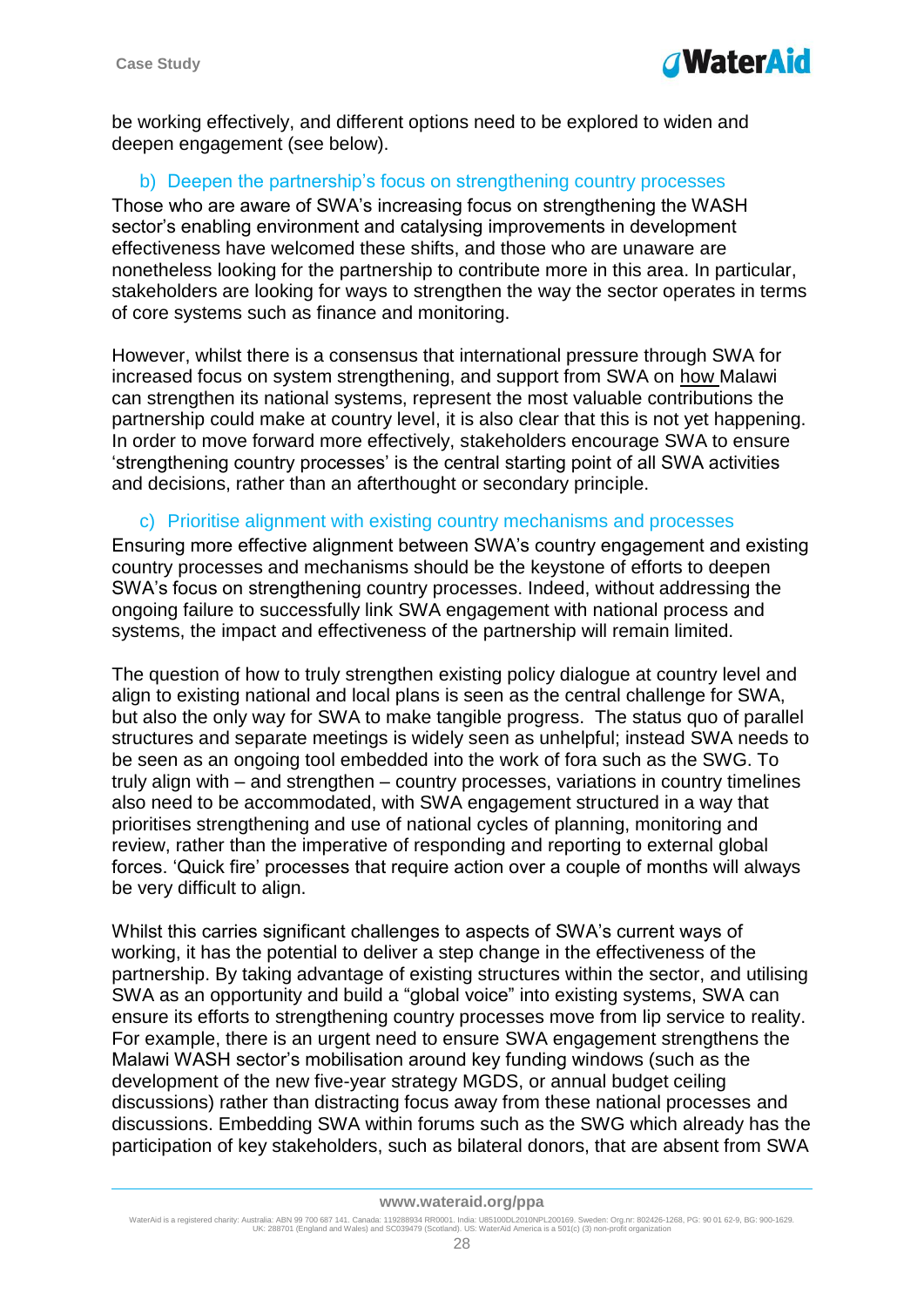be working effectively, and different options need to be explored to widen and deepen engagement (see below).

### b) Deepen the partnership's focus on strengthening country processes

Those who are aware of SWA's increasing focus on strengthening the WASH sector's enabling environment and catalysing improvements in development effectiveness have welcomed these shifts, and those who are unaware are nonetheless looking for the partnership to contribute more in this area. In particular, stakeholders are looking for ways to strengthen the way the sector operates in terms of core systems such as finance and monitoring.

However, whilst there is a consensus that international pressure through SWA for increased focus on system strengthening, and support from SWA on how Malawi can strengthen its national systems, represent the most valuable contributions the partnership could make at country level, it is also clear that this is not yet happening. In order to move forward more effectively, stakeholders encourage SWA to ensure 'strengthening country processes' is the central starting point of all SWA activities and decisions, rather than an afterthought or secondary principle.

### c) Prioritise alignment with existing country mechanisms and processes

Ensuring more effective alignment between SWA's country engagement and existing country processes and mechanisms should be the keystone of efforts to deepen SWA's focus on strengthening country processes. Indeed, without addressing the ongoing failure to successfully link SWA engagement with national process and systems, the impact and effectiveness of the partnership will remain limited.

The question of how to truly strengthen existing policy dialogue at country level and align to existing national and local plans is seen as the central challenge for SWA, but also the only way for SWA to make tangible progress. The status quo of parallel structures and separate meetings is widely seen as unhelpful; instead SWA needs to be seen as an ongoing tool embedded into the work of fora such as the SWG. To truly align with – and strengthen – country processes, variations in country timelines also need to be accommodated, with SWA engagement structured in a way that prioritises strengthening and use of national cycles of planning, monitoring and review, rather than the imperative of responding and reporting to external global forces. 'Quick fire' processes that require action over a couple of months will always be very difficult to align.

Whilst this carries significant challenges to aspects of SWA's current ways of working, it has the potential to deliver a step change in the effectiveness of the partnership. By taking advantage of existing structures within the sector, and utilising SWA as an opportunity and build a "global voice" into existing systems, SWA can ensure its efforts to strengthening country processes move from lip service to reality. For example, there is an urgent need to ensure SWA engagement strengthens the Malawi WASH sector's mobilisation around key funding windows (such as the development of the new five-year strategy MGDS, or annual budget ceiling discussions) rather than distracting focus away from these national processes and discussions. Embedding SWA within forums such as the SWG which already has the participation of key stakeholders, such as bilateral donors, that are absent from SWA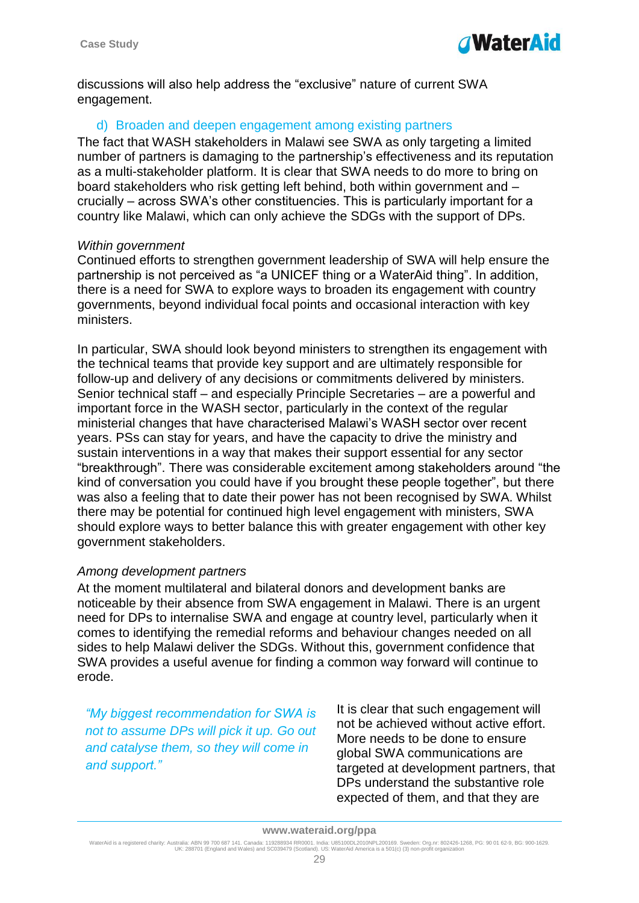discussions will also help address the “exclusive” nature of current SWA engagement.

### d) Broaden and deepen engagement among existing partners

The fact that WASH stakeholders in Malawi see SWA as only targeting a limited number of partners is damaging to the partnership’s effectiveness and its reputation as a multi-stakeholder platform. It is clear that SWA needs to do more to bring on board stakeholders who risk getting left behind, both within government and – crucially – across SWA’s other constituencies. This is particularly important for a country like Malawi, which can only achieve the SDGs with the support of DPs.

*Within government*

Continued efforts to strengthen government leadership of SWA will help ensure the partnership is not perceived as “a UNICEF thing or a WaterAid thing”. In addition, there is a need for SWA to explore ways to broaden its engagement with country governments, beyond individual focal points and occasional interaction with key ministers.

In particular, SWA should look beyond ministers to strengthen its engagement with the technical teams that provide key support and are ultimately responsible for follow-up and delivery of any decisions or commitments delivered by ministers. Senior technical staff – and especially Principle Secretaries – are a powerful and important force in the WASH sector, particularly in the context of the regular ministerial changes that have characterised Malawi’s WASH sector over recent years. PSs can stay for years, and have the capacity to drive the ministry and sustain interventions in a way that makes their support essential for any sector “breakthrough”. There was considerable excitement among stakeholders around “the kind of conversation you could have if you brought these people together”, but there was also a feeling that to date their power has not been recognised by SWA. Whilst there may be potential for continued high level engagement with ministers, SWA should explore ways to better balance this with greater engagement with other key government stakeholders.

*Among development partners*

At the moment multilateral and bilateral donors and development banks are noticeable by their absence from SWA engagement in Malawi. There is an urgent need for DPs to internalise SWA and engage at country level, particularly when it comes to identifying the remedial reforms and behaviour changes needed on all sides to help Malawi deliver the SDGs. Without this, government confidence that SWA provides a useful avenue for finding a common way forward will continue to erode.

> *“My biggest recommendation for SWA is not to assume DPs will pick it up. Go out and catalyse them, so they will come in and support.”*

It is clear that such engagement will not be achieved without active effort. More needs to be done to ensure global SWA communications are targeted at development partners, that DPs understand the substantive role expected of them, and that they are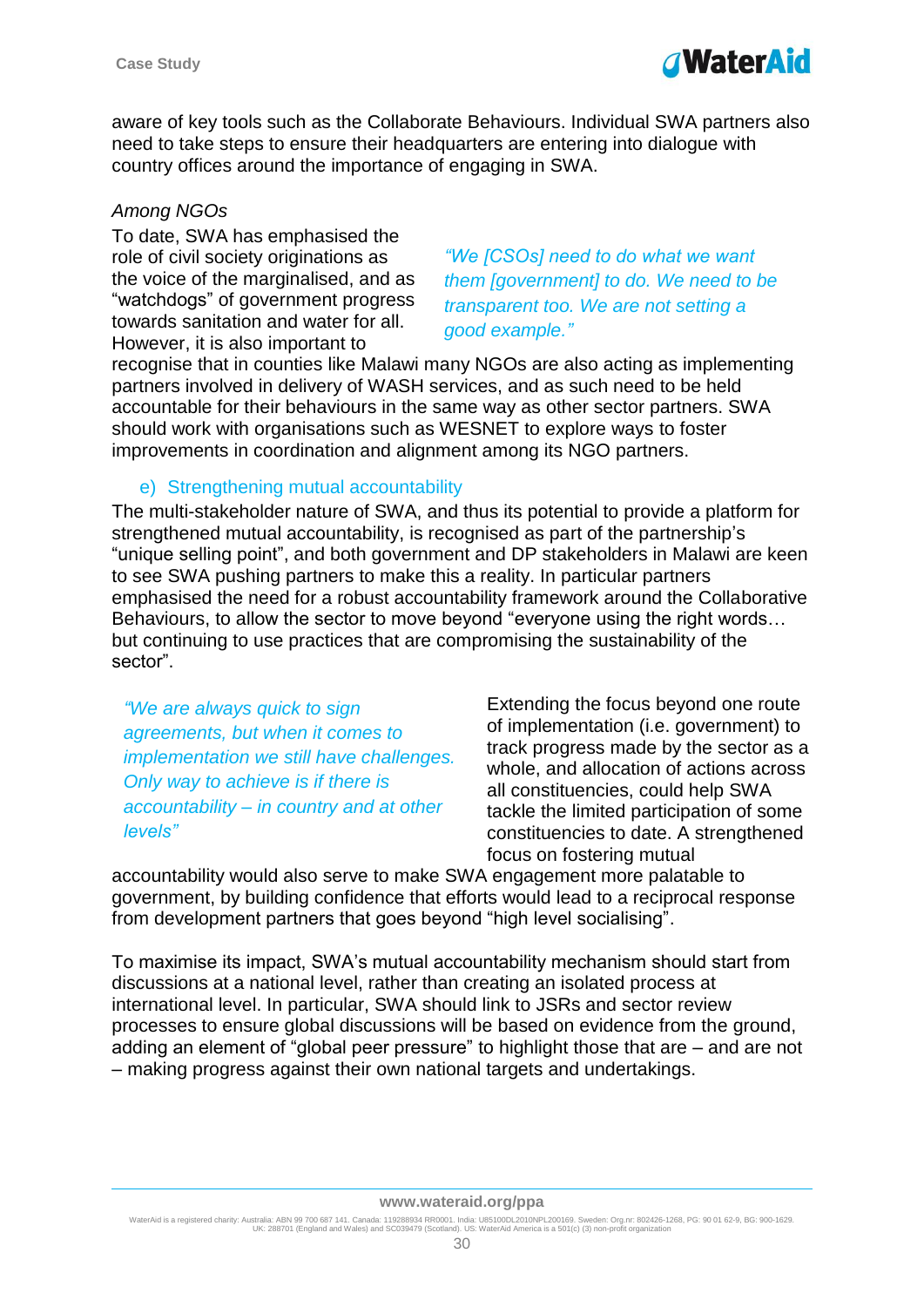aware of key tools such as the Collaborate Behaviours. Individual SWA partners also need to take steps to ensure their headquarters are entering into dialogue with country offices around the importance of engaging in SWA.

*Among NGOs*

To date, SWA has emphasised the role of civil society originations as the voice of the marginalised, and as "watchdogs" of government progress towards sanitation and water for all. However, it is also important to recognise that in counties like Malawi many NGOs are also acting as implementing partners involved in delivery of WASH services, and as such need to be held accountable for their behaviours in the same way as other sector partners. SWA should work with organisations such as WESNET to explore ways to foster improvements in coordination and alignment among its NGO partners.

*"We [CSOs] need to do what we want them [government] to do. We need to be transparent too. We are not setting a good example."*

### e) Strengthening mutual accountability

The multi-stakeholder nature of SWA, and thus its potential to provide a platform for strengthened mutual accountability, is recognised as part of the partnership's "unique selling point", and both government and DP stakeholders in Malawi are keen to see SWA pushing partners to make this a reality. In particular partners emphasised the need for a robust accountability framework around the Collaborative Behaviours, to allow the sector to move beyond "everyone using the right words… but continuing to use practices that are compromising the sustainability of the sector".

*"We are always quick to sign agreements, but when it comes to implementation we still have challenges. Only way to achieve is if there is accountability – in country and at other levels"*

Extending the focus beyond one route of implementation (i.e. government) to track progress made by the sector as a whole, and allocation of actions across all constituencies, could help SWA tackle the limited participation of some constituencies to date. A strengthened focus on fostering mutual accountability would also serve to make SWA engagement more palatable to government, by building confidence that efforts would lead to a reciprocal response from development partners that goes beyond "high level socialising".

To maximise its impact, SWA's mutual accountability mechanism should start from discussions at a national level, rather than creating an isolated process at international level. In particular, SWA should link to JSRs and sector review processes to ensure global discussions will be based on evidence from the ground, adding an element of "global peer pressure" to highlight those that are – and are not – making progress against their own national targets and undertakings.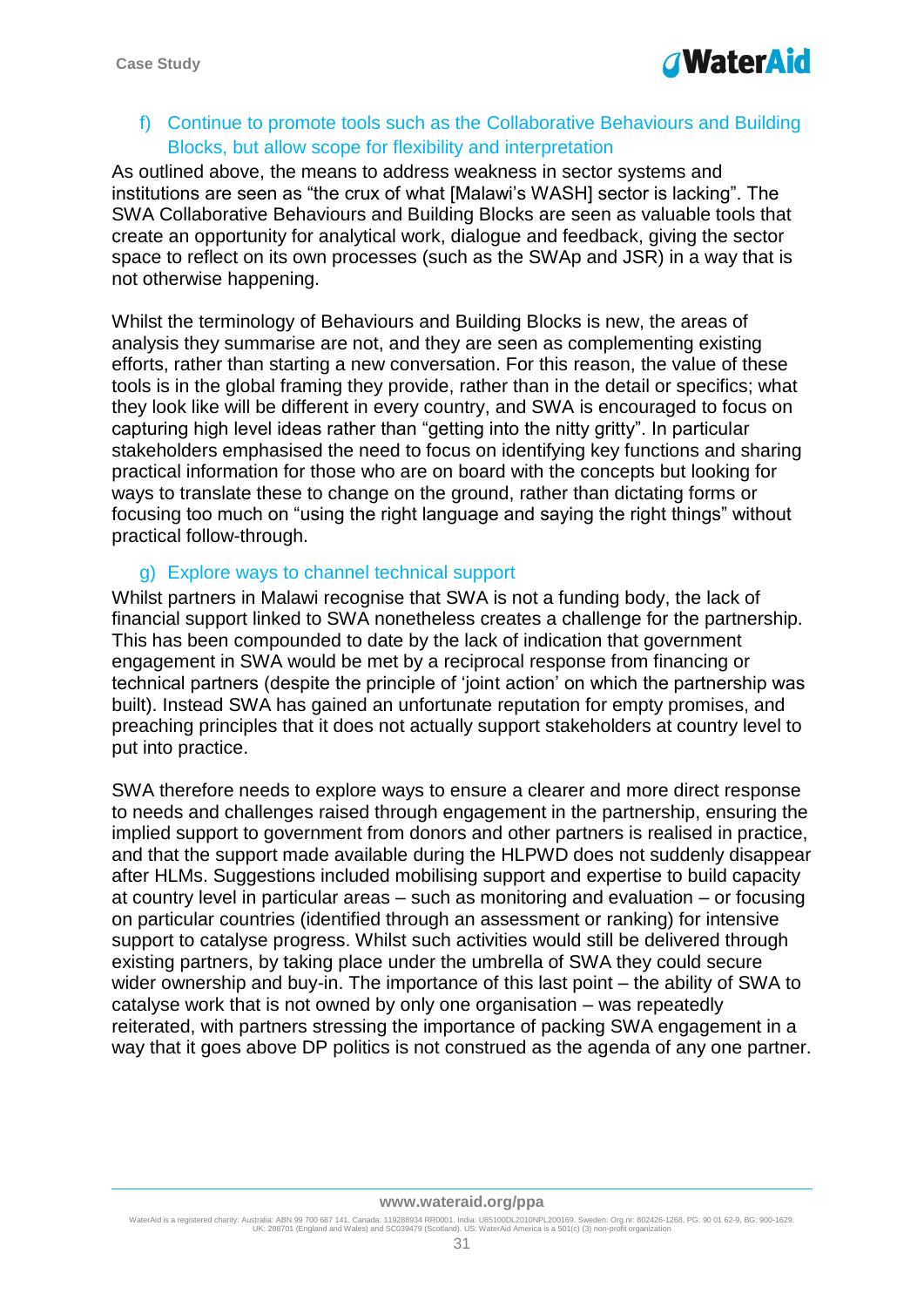### f) Continue to promote tools such as the Collaborative Behaviours and Building Blocks, but allow scope for flexibility and interpretation

As outlined above, the means to address weakness in sector systems and institutions are seen as "the crux of what [Malawi's WASH] sector is lacking". The SWA Collaborative Behaviours and Building Blocks are seen as valuable tools that create an opportunity for analytical work, dialogue and feedback, giving the sector space to reflect on its own processes (such as the SWAp and JSR) in a way that is not otherwise happening.

Whilst the terminology of Behaviours and Building Blocks is new, the areas of analysis they summarise are not, and they are seen as complementing existing efforts, rather than starting a new conversation. For this reason, the value of these tools is in the global framing they provide, rather than in the detail or specifics; what they look like will be different in every country, and SWA is encouraged to focus on capturing high level ideas rather than "getting into the nitty gritty". In particular stakeholders emphasised the need to focus on identifying key functions and sharing practical information for those who are on board with the concepts but looking for ways to translate these to change on the ground, rather than dictating forms or focusing too much on "using the right language and saying the right things" without practical follow-through.

### g) Explore ways to channel technical support

Whilst partners in Malawi recognise that SWA is not a funding body, the lack of financial support linked to SWA nonetheless creates a challenge for the partnership. This has been compounded to date by the lack of indication that government engagement in SWA would be met by a reciprocal response from financing or technical partners (despite the principle of 'joint action' on which the partnership was built). Instead SWA has gained an unfortunate reputation for empty promises, and preaching principles that it does not actually support stakeholders at country level to put into practice.

SWA therefore needs to explore ways to ensure a clearer and more direct response to needs and challenges raised through engagement in the partnership, ensuring the implied support to government from donors and other partners is realised in practice, and that the support made available during the HLPWD does not suddenly disappear after HLMs. Suggestions included mobilising support and expertise to build capacity at country level in particular areas – such as monitoring and evaluation – or focusing on particular countries (identified through an assessment or ranking) for intensive support to catalyse progress. Whilst such activities would still be delivered through existing partners, by taking place under the umbrella of SWA they could secure wider ownership and buy-in. The importance of this last point – the ability of SWA to catalyse work that is not owned by only one organisation – was repeatedly reiterated, with partners stressing the importance of packing SWA engagement in a way that it goes above DP politics is not construed as the agenda of any one partner.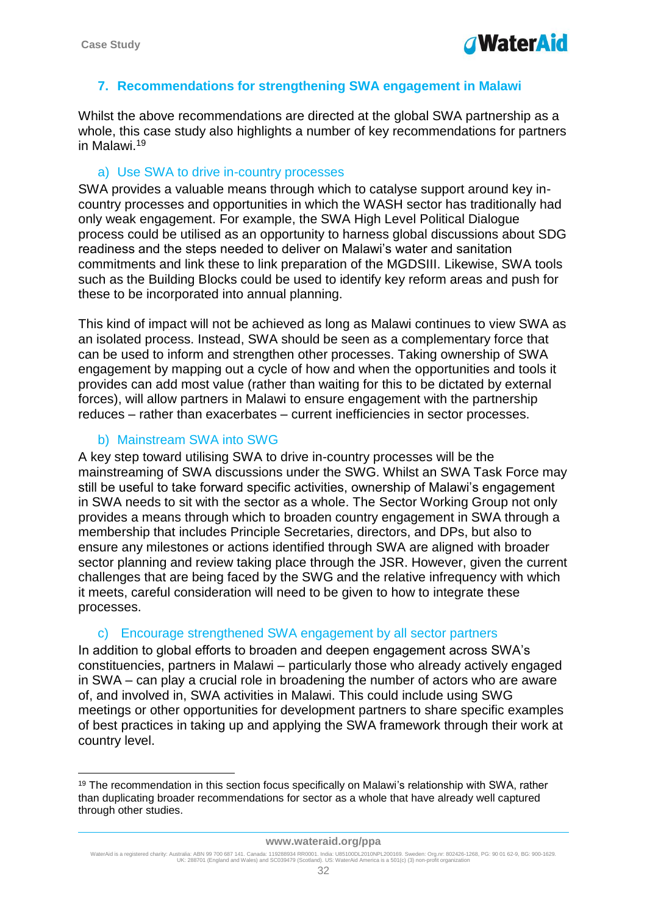## 7. Recommendations for strengthening SWA engagement in Malawi

Whilst the above recommendations are directed at the global SWA partnership as a whole, this case study also highlights a number of key recommendations for partners in Malawi.[19]

### a) Use SWA to drive in-country processes

SWA provides a valuable means through which to catalyse support around key in-country processes and opportunities in which the WASH sector has traditionally had only weak engagement. For example, the SWA High Level Political Dialogue process could be utilised as an opportunity to harness global discussions about SDG readiness and the steps needed to deliver on Malawi's water and sanitation commitments and link these to link preparation of the MGDSIII. Likewise, SWA tools such as the Building Blocks could be used to identify key reform areas and push for these to be incorporated into annual planning.

This kind of impact will not be achieved as long as Malawi continues to view SWA as an isolated process. Instead, SWA should be seen as a complementary force that can be used to inform and strengthen other processes. Taking ownership of SWA engagement by mapping out a cycle of how and when the opportunities and tools it provides can add most value (rather than waiting for this to be dictated by external forces), will allow partners in Malawi to ensure engagement with the partnership reduces – rather than exacerbates – current inefficiencies in sector processes.

### b) Mainstream SWA into SWG

A key step toward utilising SWA to drive in-country processes will be the mainstreaming of SWA discussions under the SWG. Whilst an SWA Task Force may still be useful to take forward specific activities, ownership of Malawi's engagement in SWA needs to sit with the sector as a whole. The Sector Working Group not only provides a means through which to broaden country engagement in SWA through a membership that includes Principle Secretaries, directors, and DPs, but also to ensure any milestones or actions identified through SWA are aligned with broader sector planning and review taking place through the JSR. However, given the current challenges that are being faced by the SWG and the relative infrequency with which it meets, careful consideration will need to be given to how to integrate these processes.

### c) Encourage strengthened SWA engagement by all sector partners

In addition to global efforts to broaden and deepen engagement across SWA's constituencies, partners in Malawi – particularly those who already actively engaged in SWA – can play a crucial role in broadening the number of actors who are aware of, and involved in, SWA activities in Malawi. This could include using SWG meetings or other opportunities for development partners to share specific examples of best practices in taking up and applying the SWA framework through their work at country level.

---

[19] The recommendation in this section focus specifically on Malawi's relationship with SWA, rather than duplicating broader recommendations for sector as a whole that have already well captured through other studies.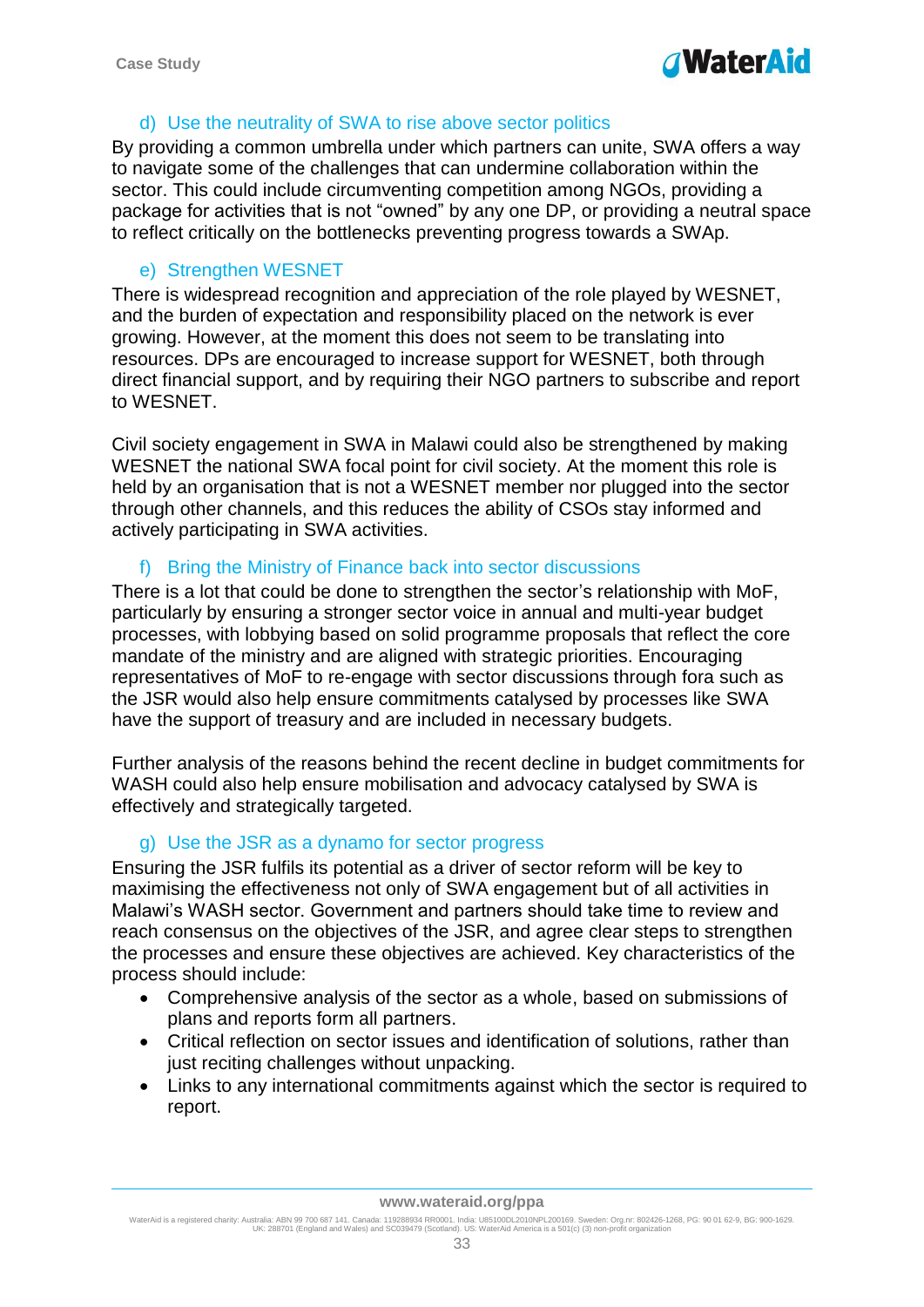### d) Use the neutrality of SWA to rise above sector politics

By providing a common umbrella under which partners can unite, SWA offers a way to navigate some of the challenges that can undermine collaboration within the sector. This could include circumventing competition among NGOs, providing a package for activities that is not "owned" by any one DP, or providing a neutral space to reflect critically on the bottlenecks preventing progress towards a SWAp.

### e) Strengthen WESNET

There is widespread recognition and appreciation of the role played by WESNET, and the burden of expectation and responsibility placed on the network is ever growing. However, at the moment this does not seem to be translating into resources. DPs are encouraged to increase support for WESNET, both through direct financial support, and by requiring their NGO partners to subscribe and report to WESNET.

Civil society engagement in SWA in Malawi could also be strengthened by making WESNET the national SWA focal point for civil society. At the moment this role is held by an organisation that is not a WESNET member nor plugged into the sector through other channels, and this reduces the ability of CSOs stay informed and actively participating in SWA activities.

### f) Bring the Ministry of Finance back into sector discussions

There is a lot that could be done to strengthen the sector's relationship with MoF, particularly by ensuring a stronger sector voice in annual and multi-year budget processes, with lobbying based on solid programme proposals that reflect the core mandate of the ministry and are aligned with strategic priorities. Encouraging representatives of MoF to re-engage with sector discussions through fora such as the JSR would also help ensure commitments catalysed by processes like SWA have the support of treasury and are included in necessary budgets.

Further analysis of the reasons behind the recent decline in budget commitments for WASH could also help ensure mobilisation and advocacy catalysed by SWA is effectively and strategically targeted.

### g) Use the JSR as a dynamo for sector progress

Ensuring the JSR fulfils its potential as a driver of sector reform will be key to maximising the effectiveness not only of SWA engagement but of all activities in Malawi's WASH sector. Government and partners should take time to review and reach consensus on the objectives of the JSR, and agree clear steps to strengthen the processes and ensure these objectives are achieved. Key characteristics of the process should include:

- Comprehensive analysis of the sector as a whole, based on submissions of plans and reports form all partners.
- Critical reflection on sector issues and identification of solutions, rather than just reciting challenges without unpacking.
- Links to any international commitments against which the sector is required to report.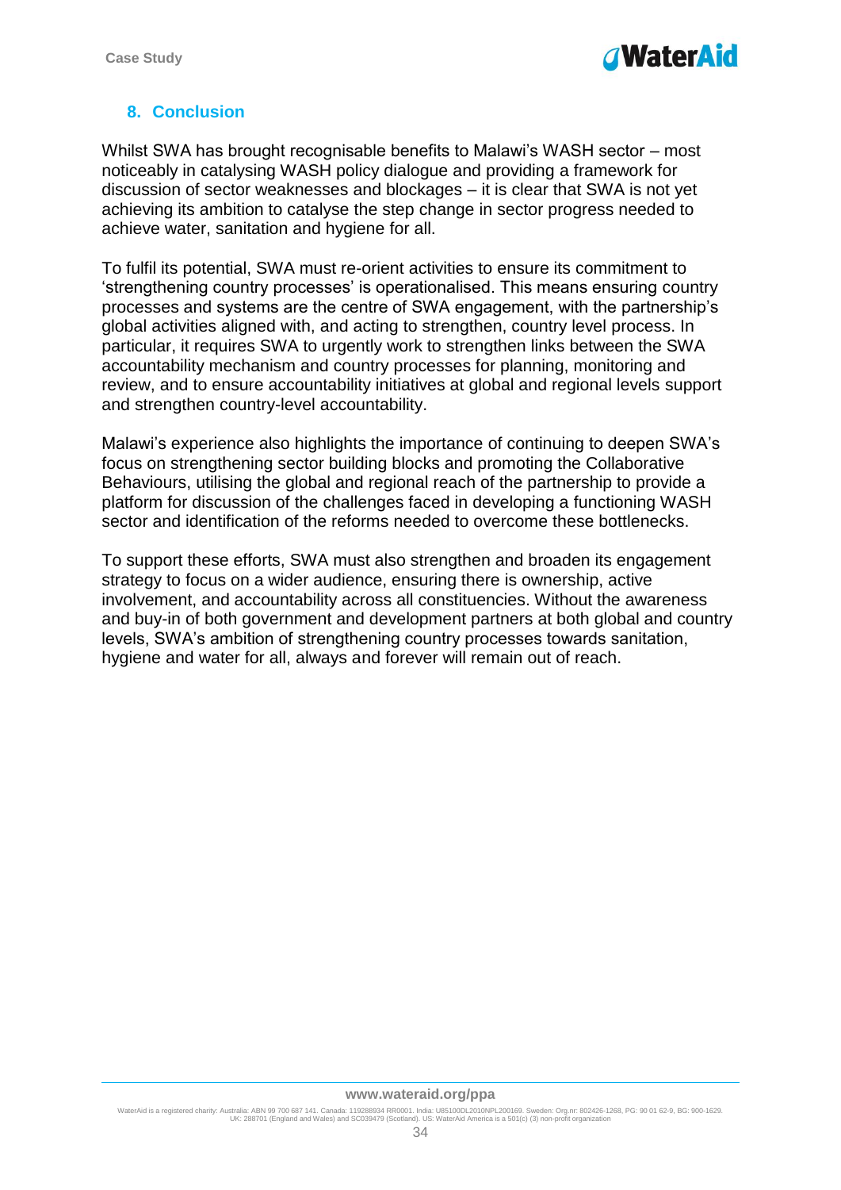## 8. Conclusion

Whilst SWA has brought recognisable benefits to Malawi's WASH sector – most noticeably in catalysing WASH policy dialogue and providing a framework for discussion of sector weaknesses and blockages – it is clear that SWA is not yet achieving its ambition to catalyse the step change in sector progress needed to achieve water, sanitation and hygiene for all.

To fulfil its potential, SWA must re-orient activities to ensure its commitment to 'strengthening country processes' is operationalised. This means ensuring country processes and systems are the centre of SWA engagement, with the partnership's global activities aligned with, and acting to strengthen, country level process. In particular, it requires SWA to urgently work to strengthen links between the SWA accountability mechanism and country processes for planning, monitoring and review, and to ensure accountability initiatives at global and regional levels support and strengthen country-level accountability.

Malawi's experience also highlights the importance of continuing to deepen SWA's focus on strengthening sector building blocks and promoting the Collaborative Behaviours, utilising the global and regional reach of the partnership to provide a platform for discussion of the challenges faced in developing a functioning WASH sector and identification of the reforms needed to overcome these bottlenecks.

To support these efforts, SWA must also strengthen and broaden its engagement strategy to focus on a wider audience, ensuring there is ownership, active involvement, and accountability across all constituencies. Without the awareness and buy-in of both government and development partners at both global and country levels, SWA's ambition of strengthening country processes towards sanitation, hygiene and water for all, always and forever will remain out of reach.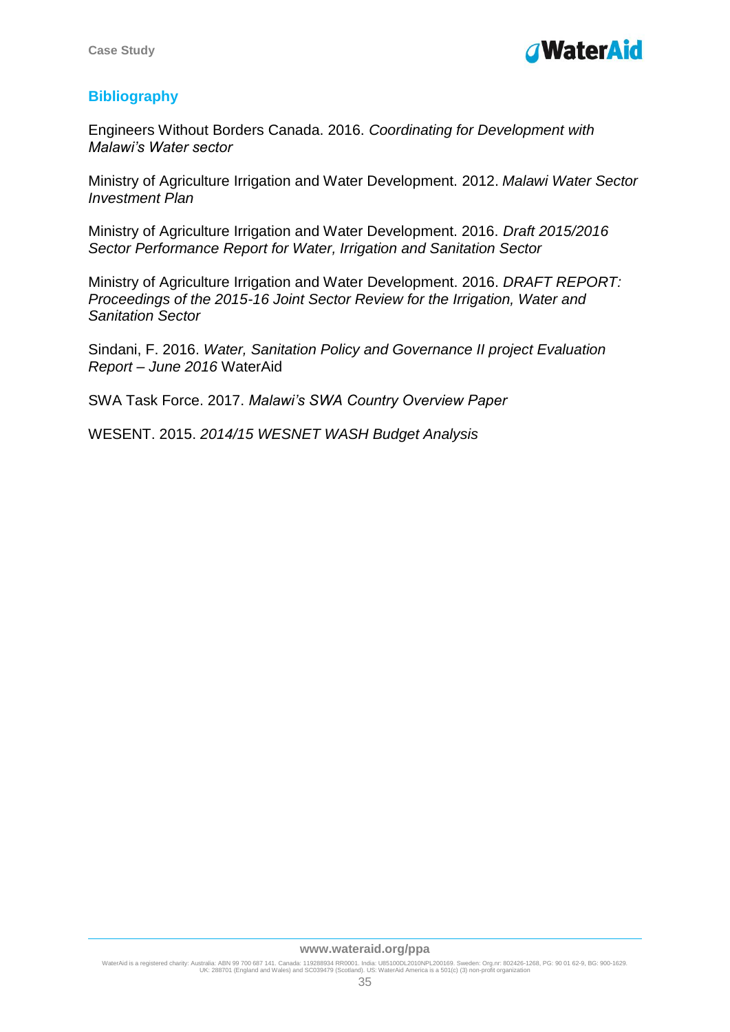## Bibliography

Engineers Without Borders Canada. 2016. *Coordinating for Development with Malawi's Water sector*

Ministry of Agriculture Irrigation and Water Development. 2012. *Malawi Water Sector Investment Plan*

Ministry of Agriculture Irrigation and Water Development. 2016. *Draft 2015/2016 Sector Performance Report for Water, Irrigation and Sanitation Sector*

Ministry of Agriculture Irrigation and Water Development. 2016. *DRAFT REPORT: Proceedings of the 2015-16 Joint Sector Review for the Irrigation, Water and Sanitation Sector*

Sindani, F. 2016. *Water, Sanitation Policy and Governance II project Evaluation Report – June 2016* WaterAid

SWA Task Force. 2017. *Malawi's SWA Country Overview Paper*

WESENT. 2015. *2014/15 WESNET WASH Budget Analysis*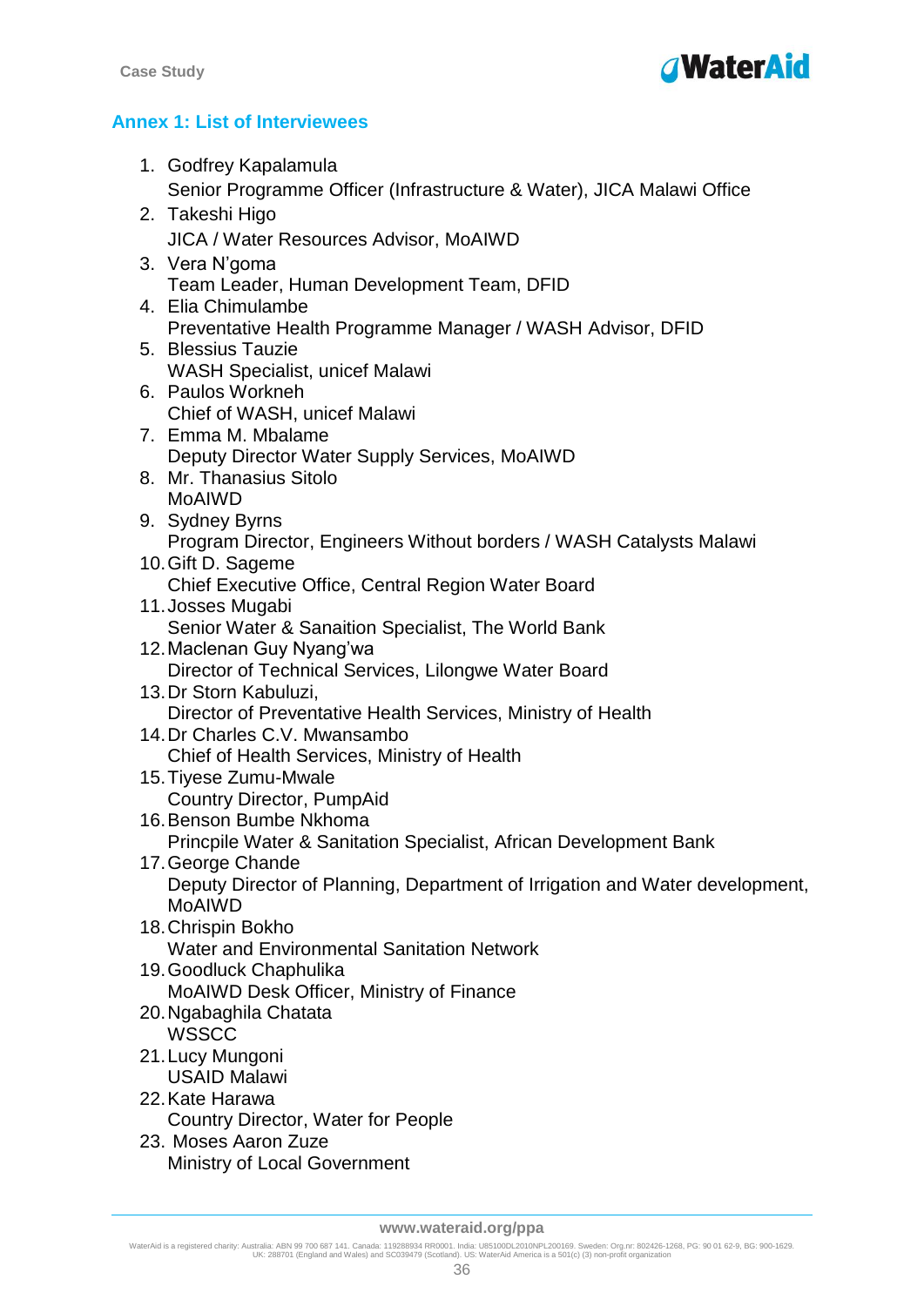## Annex 1: List of Interviewees

1. Godfrey Kapalamula
   Senior Programme Officer (Infrastructure & Water), JICA Malawi Office
2. Takeshi Higo
   JICA / Water Resources Advisor, MoAIWD
3. Vera N'goma
   Team Leader, Human Development Team, DFID
4. Elia Chimulambe
   Preventative Health Programme Manager / WASH Advisor, DFID
5. Blessius Tauzie
   WASH Specialist, unicef Malawi
6. Paulos Workneh
   Chief of WASH, unicef Malawi
7. Emma M. Mbalame
   Deputy Director Water Supply Services, MoAIWD
8. Mr. Thanasius Sitolo
   MoAIWD
9. Sydney Byrns
   Program Director, Engineers Without borders / WASH Catalysts Malawi
10. Gift D. Sageme
    Chief Executive Office, Central Region Water Board
11. Josses Mugabi
    Senior Water & Sanaition Specialist, The World Bank
12. Maclenan Guy Nyang'wa
    Director of Technical Services, Lilongwe Water Board
13. Dr Storn Kabuluzi,
    Director of Preventative Health Services, Ministry of Health
14. Dr Charles C.V. Mwansambo
    Chief of Health Services, Ministry of Health
15. Tiyese Zumu-Mwale
    Country Director, PumpAid
16. Benson Bumbe Nkhoma
    Princpile Water & Sanitation Specialist, African Development Bank
17. George Chande
    Deputy Director of Planning, Department of Irrigation and Water development, MoAIWD
18. Chrispin Bokho
    Water and Environmental Sanitation Network
19. Goodluck Chaphulika
    MoAIWD Desk Officer, Ministry of Finance
20. Ngabaghila Chatata
    WSSCC
21. Lucy Mungoni
    USAID Malawi
22. Kate Harawa
    Country Director, Water for People
23. Moses Aaron Zuze
    Ministry of Local Government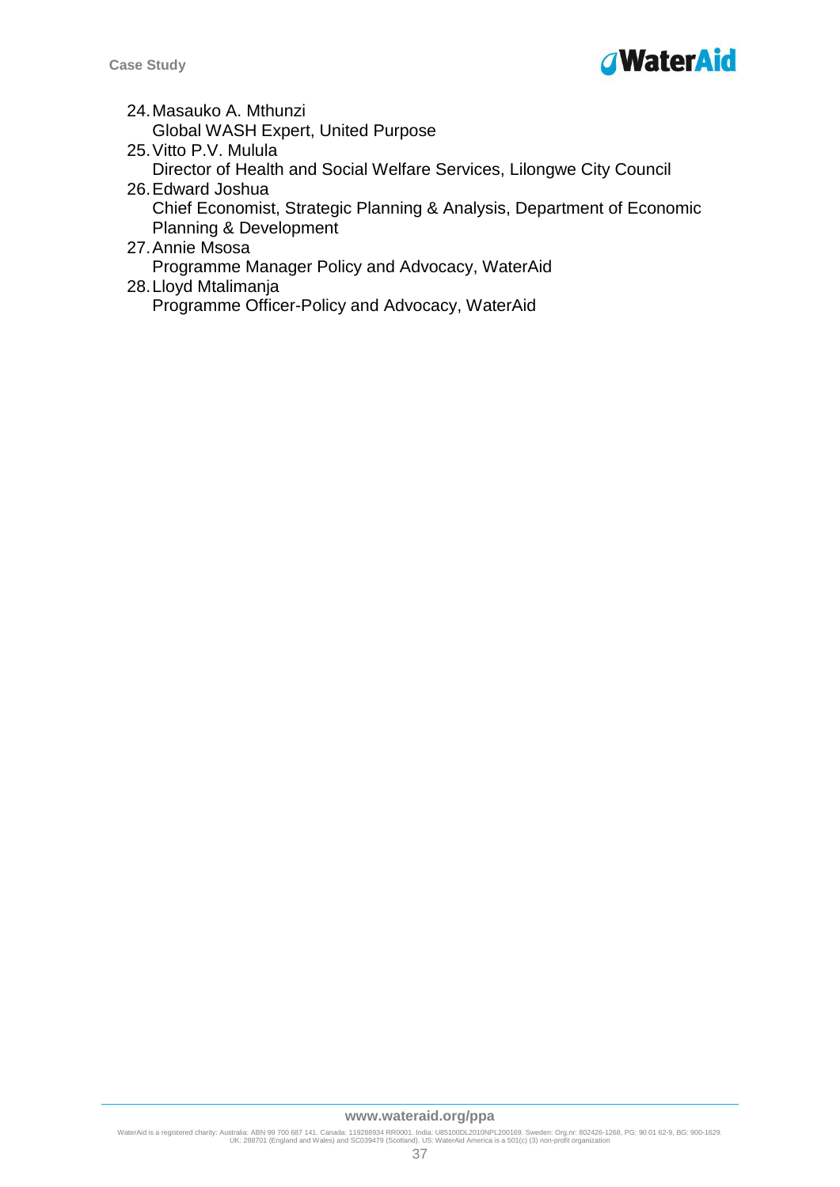24. Masauko A. Mthunzi
    Global WASH Expert, United Purpose
25. Vitto P.V. Mulula
    Director of Health and Social Welfare Services, Lilongwe City Council
26. Edward Joshua
    Chief Economist, Strategic Planning & Analysis, Department of Economic Planning & Development
27. Annie Msosa
    Programme Manager Policy and Advocacy, WaterAid
28. Lloyd Mtalimanja
    Programme Officer-Policy and Advocacy, WaterAid